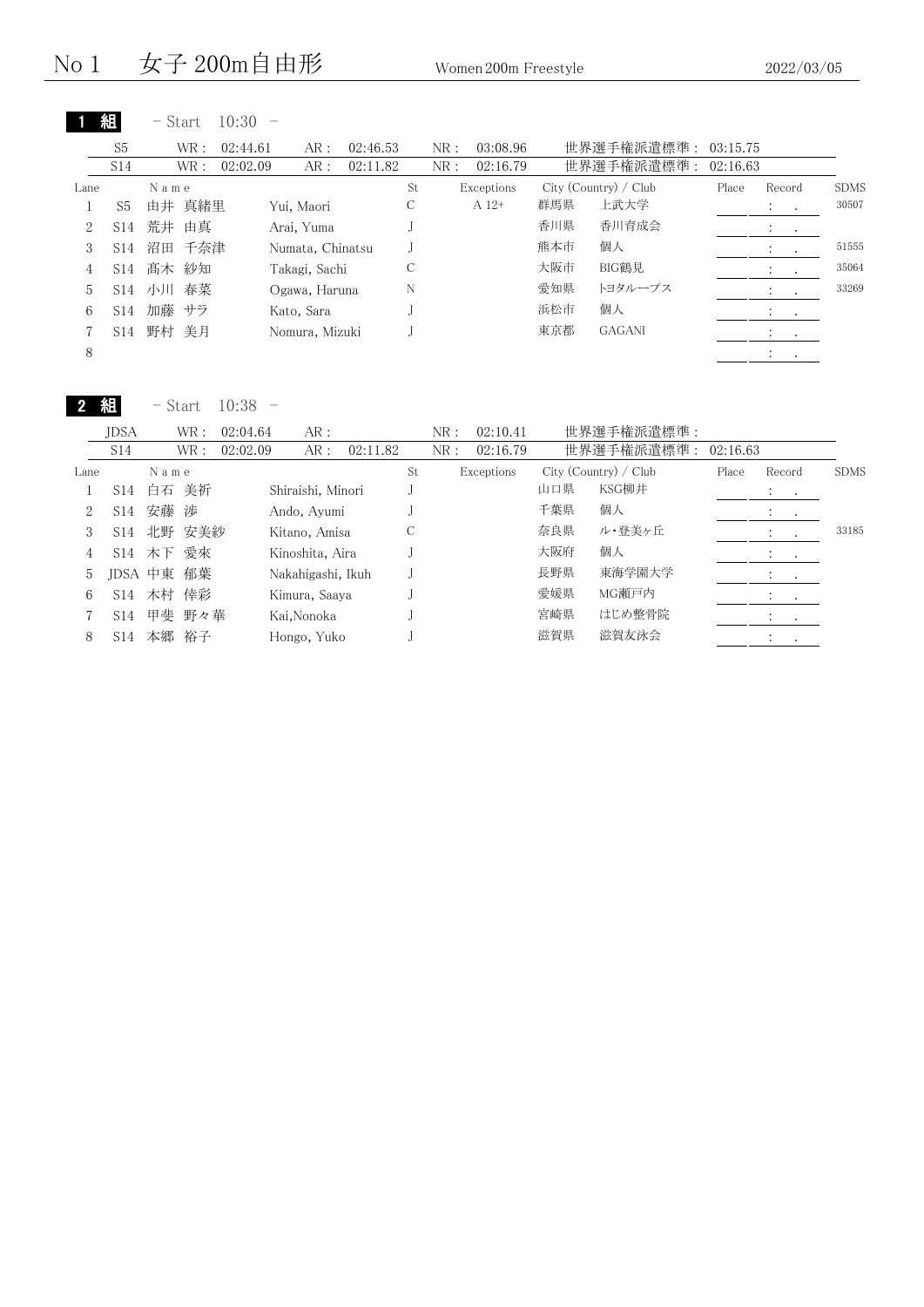# No 1　女子 200m自由形　Women 200m Freestyle　2022/03/05

## 1 組　- Start　10:30 -

| | WR | AR | NR | 世界選手権派遣標準 |
|---|---|---|---|---|
| S5 | 02:44.61 | 02:46.53 | 03:08.96 | 03:15.75 |
| S14 | 02:02.09 | 02:11.82 | 02:16.79 | 02:16.63 |

| Lane | Class | Name | | St | Exceptions | City (Country) / Club | | Place | Record | SDMS |
|---|---|---|---|---|---|---|---|---|---|---|
| 1 | S5 | 由井 真緒里 | Yui, Maori | C | A 12+ | 群馬県 | 上武大学 | | : . | 30507 |
| 2 | S14 | 荒井 由真 | Arai, Yuma | J | | 香川県 | 香川育成会 | | : . | |
| 3 | S14 | 沼田 千奈津 | Numata, Chinatsu | J | | 熊本市 | 個人 | | : . | 51555 |
| 4 | S14 | 髙木 紗知 | Takagi, Sachi | C | | 大阪市 | BIG鶴見 | | : . | 35064 |
| 5 | S14 | 小川 春菜 | Ogawa, Haruna | N | | 愛知県 | トヨタループス | | : . | 33269 |
| 6 | S14 | 加藤 サラ | Kato, Sara | J | | 浜松市 | 個人 | | : . | |
| 7 | S14 | 野村 美月 | Nomura, Mizuki | J | | 東京都 | GAGANI | | : . | |
| 8 | | | | | | | | | : . | |

## 2 組　- Start　10:38 -

| | WR | AR | NR | 世界選手権派遣標準 |
|---|---|---|---|---|
| JDSA | 02:04.64 | | 02:10.41 | |
| S14 | 02:02.09 | 02:11.82 | 02:16.79 | 02:16.63 |

| Lane | Class | Name | | St | Exceptions | City (Country) / Club | | Place | Record | SDMS |
|---|---|---|---|---|---|---|---|---|---|---|
| 1 | S14 | 白石 美祈 | Shiraishi, Minori | J | | 山口県 | KSG柳井 | | : . | |
| 2 | S14 | 安藤 渉 | Ando, Ayumi | J | | 千葉県 | 個人 | | : . | |
| 3 | S14 | 北野 安美紗 | Kitano, Amisa | C | | 奈良県 | ル・登美ヶ丘 | | : . | 33185 |
| 4 | S14 | 木下 愛來 | Kinoshita, Aira | J | | 大阪府 | 個人 | | : . | |
| 5 | JDSA | 中東 郁葉 | Nakahigashi, Ikuh | J | | 長野県 | 東海学園大学 | | : . | |
| 6 | S14 | 木村 倖彩 | Kimura, Saaya | J | | 愛媛県 | MG瀬戸内 | | : . | |
| 7 | S14 | 甲斐 野々華 | Kai,Nonoka | J | | 宮崎県 | はじめ整骨院 | | : . | |
| 8 | S14 | 本郷 裕子 | Hongo, Yuko | J | | 滋賀県 | 滋賀友泳会 | | : . | |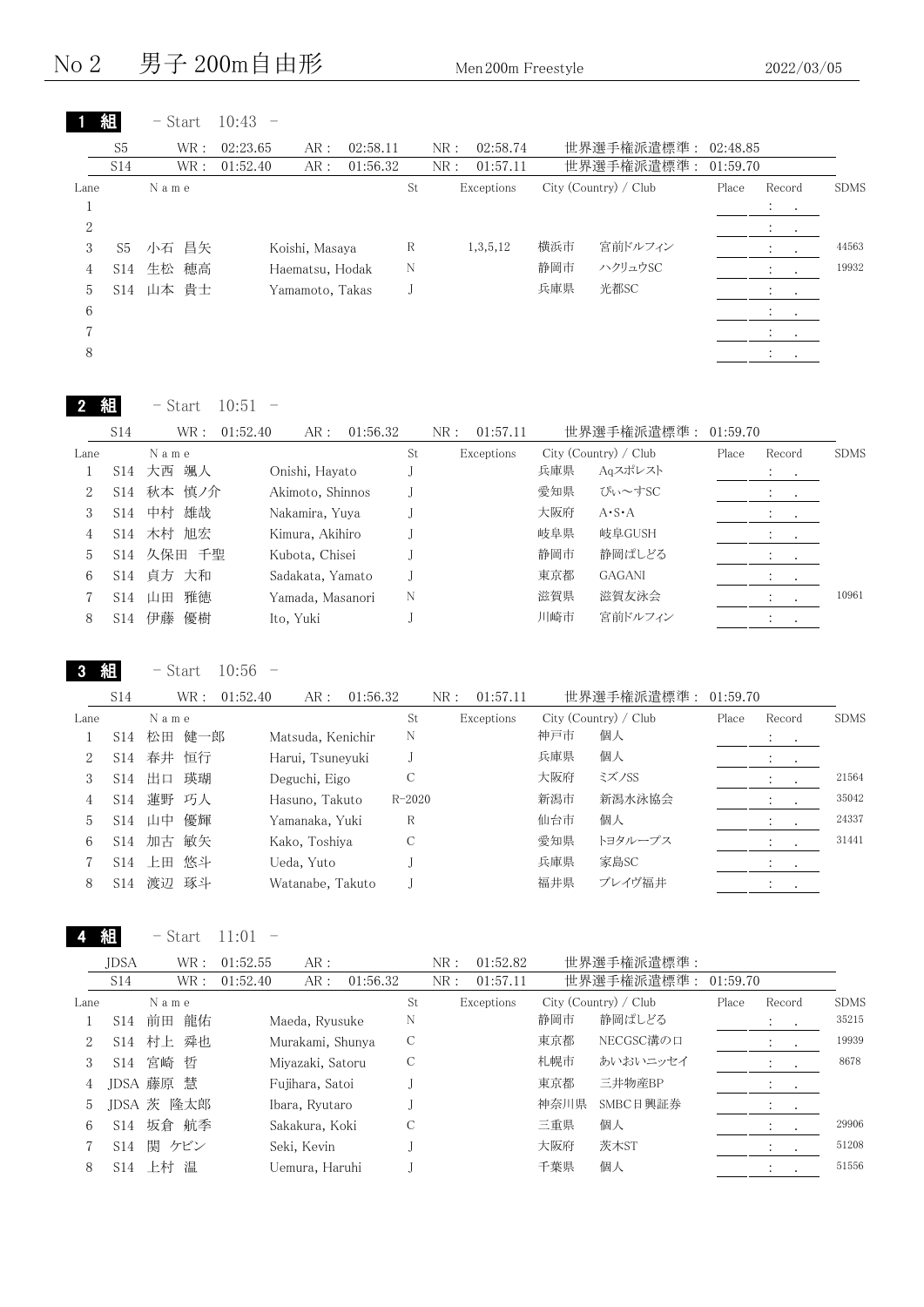# No 2　男子 200m自由形

Men 200m Freestyle　2022/03/05

## 1 組　- Start 10:43 -

| | WR : | AR : | NR : | 世界選手権派遣標準 : |
|---|---|---|---|---|
| S5 | 02:23.65 | 02:58.11 | 02:58.74 | 02:48.85 |
| S14 | 01:52.40 | 01:56.32 | 01:57.11 | 01:59.70 |

| Lane | | Name | | St | Exceptions | City (Country) / Club | | Place | Record | SDMS |
|---|---|---|---|---|---|---|---|---|---|---|
| 1 | | | | | | | | | : . | |
| 2 | | | | | | | | | : . | |
| 3 | S5 | 小石 昌矢 | Koishi, Masaya | R | 1,3,5,12 | 横浜市 | 宮前ドルフィン | | : . | 44563 |
| 4 | S14 | 生松 穂高 | Haematsu, Hodak | N | | 静岡市 | ハクリュウSC | | : . | 19932 |
| 5 | S14 | 山本 貴士 | Yamamoto, Takas | J | | 兵庫県 | 光都SC | | : . | |
| 6 | | | | | | | | | : . | |
| 7 | | | | | | | | | : . | |
| 8 | | | | | | | | | : . | |

## 2 組　- Start 10:51 -

| | WR : | AR : | NR : | 世界選手権派遣標準 : |
|---|---|---|---|---|
| S14 | 01:52.40 | 01:56.32 | 01:57.11 | 01:59.70 |

| Lane | | Name | | St | Exceptions | City (Country) / Club | | Place | Record | SDMS |
|---|---|---|---|---|---|---|---|---|---|---|
| 1 | S14 | 大西 颯人 | Onishi, Hayato | J | | 兵庫県 | Aqスポレスト | | : . | |
| 2 | S14 | 秋本 慎ノ介 | Akimoto, Shinnos | J | | 愛知県 | ぴぃ～すSC | | : . | |
| 3 | S14 | 中村 雄哉 | Nakamira, Yuya | J | | 大阪府 | A･S･A | | : . | |
| 4 | S14 | 木村 旭宏 | Kimura, Akihiro | J | | 岐阜県 | 岐阜GUSH | | : . | |
| 5 | S14 | 久保田 千聖 | Kubota, Chisei | J | | 静岡市 | 静岡ぱしどる | | : . | |
| 6 | S14 | 貞方 大和 | Sadakata, Yamato | J | | 東京都 | GAGANI | | : . | |
| 7 | S14 | 山田 雅徳 | Yamada, Masanori | N | | 滋賀県 | 滋賀友泳会 | | : . | 10961 |
| 8 | S14 | 伊藤 優樹 | Ito, Yuki | J | | 川崎市 | 宮前ドルフィン | | : . | |

## 3 組　- Start 10:56 -

| | WR : | AR : | NR : | 世界選手権派遣標準 : |
|---|---|---|---|---|
| S14 | 01:52.40 | 01:56.32 | 01:57.11 | 01:59.70 |

| Lane | | Name | | St | Exceptions | City (Country) / Club | | Place | Record | SDMS |
|---|---|---|---|---|---|---|---|---|---|---|
| 1 | S14 | 松田 健一郎 | Matsuda, Kenichir | N | | 神戸市 | 個人 | | : . | |
| 2 | S14 | 春井 恒行 | Harui, Tsuneyuki | J | | 兵庫県 | 個人 | | : . | |
| 3 | S14 | 出口 瑛瑚 | Deguchi, Eigo | C | | 大阪府 | ミズノSS | | : . | 21564 |
| 4 | S14 | 蓮野 巧人 | Hasuno, Takuto | R-2020 | | 新潟市 | 新潟水泳協会 | | : . | 35042 |
| 5 | S14 | 山中 優輝 | Yamanaka, Yuki | R | | 仙台市 | 個人 | | : . | 24337 |
| 6 | S14 | 加古 敏矢 | Kako, Toshiya | C | | 愛知県 | トヨタループス | | : . | 31441 |
| 7 | S14 | 上田 悠斗 | Ueda, Yuto | J | | 兵庫県 | 家島SC | | : . | |
| 8 | S14 | 渡辺 琢斗 | Watanabe, Takuto | J | | 福井県 | ブレイヴ福井 | | : . | |

## 4 組　- Start 11:01 -

| | WR : | AR : | NR : | 世界選手権派遣標準 : |
|---|---|---|---|---|
| JDSA | 01:52.55 | | 01:52.82 | |
| S14 | 01:52.40 | 01:56.32 | 01:57.11 | 01:59.70 |

| Lane | | Name | | St | Exceptions | City (Country) / Club | | Place | Record | SDMS |
|---|---|---|---|---|---|---|---|---|---|---|
| 1 | S14 | 前田 龍佑 | Maeda, Ryusuke | N | | 静岡市 | 静岡ぱしどる | | : . | 35215 |
| 2 | S14 | 村上 舜也 | Murakami, Shunya | C | | 東京都 | NECGSC溝の口 | | : . | 19939 |
| 3 | S14 | 宮崎 哲 | Miyazaki, Satoru | C | | 札幌市 | あいおいニッセイ | | : . | 8678 |
| 4 | JDSA | 藤原 慧 | Fujihara, Satoi | J | | 東京都 | 三井物産BP | | : . | |
| 5 | JDSA | 茨 隆太郎 | Ibara, Ryutaro | J | | 神奈川県 | SMBC日興証券 | | : . | |
| 6 | S14 | 坂倉 航季 | Sakakura, Koki | C | | 三重県 | 個人 | | : . | 29906 |
| 7 | S14 | 関 ケビン | Seki, Kevin | J | | 大阪府 | 茨木ST | | : . | 51208 |
| 8 | S14 | 上村 温 | Uemura, Haruhi | J | | 千葉県 | 個人 | | : . | 51556 |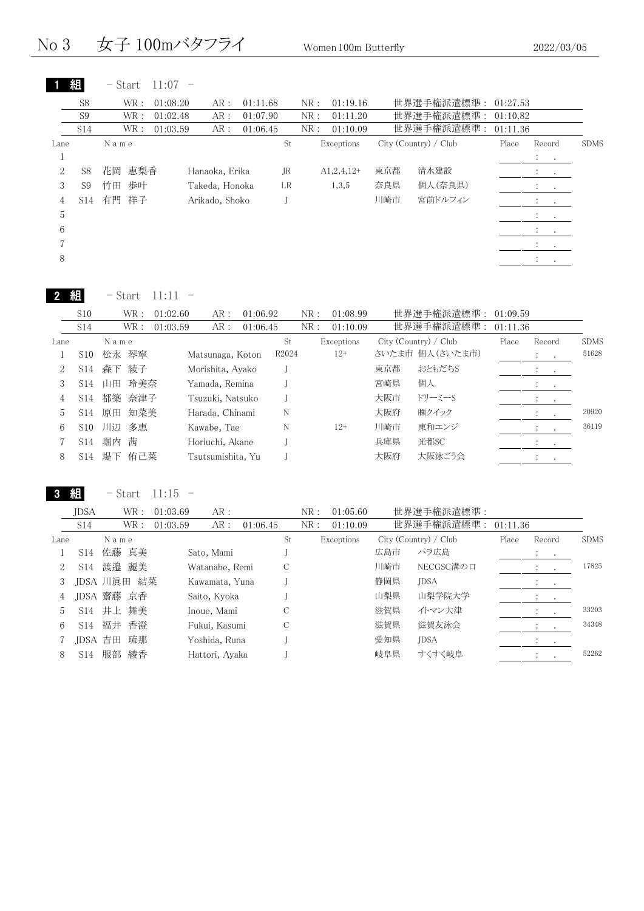# No 3　女子 100mバタフライ　Women 100m Butterfly　2022/03/05

## 1 組 - Start 11:07 -

| Class | WR | AR | NR | 世界選手権派遣標準 |
|---|---|---|---|---|
| S8 | 01:08.20 | 01:11.68 | 01:19.16 | 01:27.53 |
| S9 | 01:02.48 | 01:07.90 | 01:11.20 | 01:10.82 |
| S14 | 01:03.59 | 01:06.45 | 01:10.09 | 01:11.36 |

| Lane | Class | Name | | St | Exceptions | City (Country) / Club | | Place | Record | SDMS |
|---|---|---|---|---|---|---|---|---|---|---|
| 1 | | | | | | | | | : . | |
| 2 | S8 | 花岡 恵梨香 | Hanaoka, Erika | JR | A1,2,4,12+ | 東京都 | 清水建設 | | : . | |
| 3 | S9 | 竹田 歩叶 | Takeda, Honoka | LR | 1,3,5 | 奈良県 | 個人(奈良県) | | : . | |
| 4 | S14 | 有門 祥子 | Arikado, Shoko | J | | 川崎市 | 宮前ドルフィン | | : . | |
| 5 | | | | | | | | | : . | |
| 6 | | | | | | | | | : . | |
| 7 | | | | | | | | | : . | |
| 8 | | | | | | | | | : . | |

## 2 組 - Start 11:11 -

| Class | WR | AR | NR | 世界選手権派遣標準 |
|---|---|---|---|---|
| S10 | 01:02.60 | 01:06.92 | 01:08.99 | 01:09.59 |
| S14 | 01:03.59 | 01:06.45 | 01:10.09 | 01:11.36 |

| Lane | Class | Name | | St | Exceptions | City (Country) / Club | | Place | Record | SDMS |
|---|---|---|---|---|---|---|---|---|---|---|
| 1 | S10 | 松永 琴寧 | Matsunaga, Koton | R2024 | 12+ | さいたま市 | 個人(さいたま市) | | : . | 51628 |
| 2 | S14 | 森下 綾子 | Morishita, Ayako | J | | 東京都 | おともだちS | | : . | |
| 3 | S14 | 山田 玲美奈 | Yamada, Remina | J | | 宮崎県 | 個人 | | : . | |
| 4 | S14 | 都築 奈津子 | Tsuzuki, Natsuko | J | | 大阪市 | ドリーミーS | | : . | |
| 5 | S14 | 原田 知菜美 | Harada, Chinami | N | | 大阪府 | ㈱クイック | | : . | 20920 |
| 6 | S10 | 川辺 多恵 | Kawabe, Tae | N | 12+ | 川崎市 | 東和エンジ | | : . | 36119 |
| 7 | S14 | 堀内 茜 | Horiuchi, Akane | J | | 兵庫県 | 光都SC | | : . | |
| 8 | S14 | 堤下 侑己菜 | Tsutsumishita, Yu | J | | 大阪府 | 大阪泳ごう会 | | : . | |

## 3 組 - Start 11:15 -

| Class | WR | AR | NR | 世界選手権派遣標準 |
|---|---|---|---|---|
| JDSA | 01:03.69 | | 01:05.60 | |
| S14 | 01:03.59 | 01:06.45 | 01:10.09 | 01:11.36 |

| Lane | Class | Name | | St | Exceptions | City (Country) / Club | | Place | Record | SDMS |
|---|---|---|---|---|---|---|---|---|---|---|
| 1 | S14 | 佐藤 真美 | Sato, Mami | J | | 広島市 | パラ広島 | | : . | |
| 2 | S14 | 渡邉 麗美 | Watanabe, Remi | C | | 川崎市 | NECGSC溝の口 | | : . | 17825 |
| 3 | JDSA | 川眞田 結菜 | Kawamata, Yuna | J | | 静岡県 | JDSA | | : . | |
| 4 | JDSA | 齋藤 京香 | Saito, Kyoka | J | | 山梨県 | 山梨学院大学 | | : . | |
| 5 | S14 | 井上 舞美 | Inoue, Mami | C | | 滋賀県 | イトマン大津 | | : . | 33203 |
| 6 | S14 | 福井 香澄 | Fukui, Kasumi | C | | 滋賀県 | 滋賀友泳会 | | : . | 34348 |
| 7 | JDSA | 吉田 琉那 | Yoshida, Runa | J | | 愛知県 | JDSA | | : . | |
| 8 | S14 | 服部 綾香 | Hattori, Ayaka | J | | 岐阜県 | すくすく岐阜 | | : . | 52262 |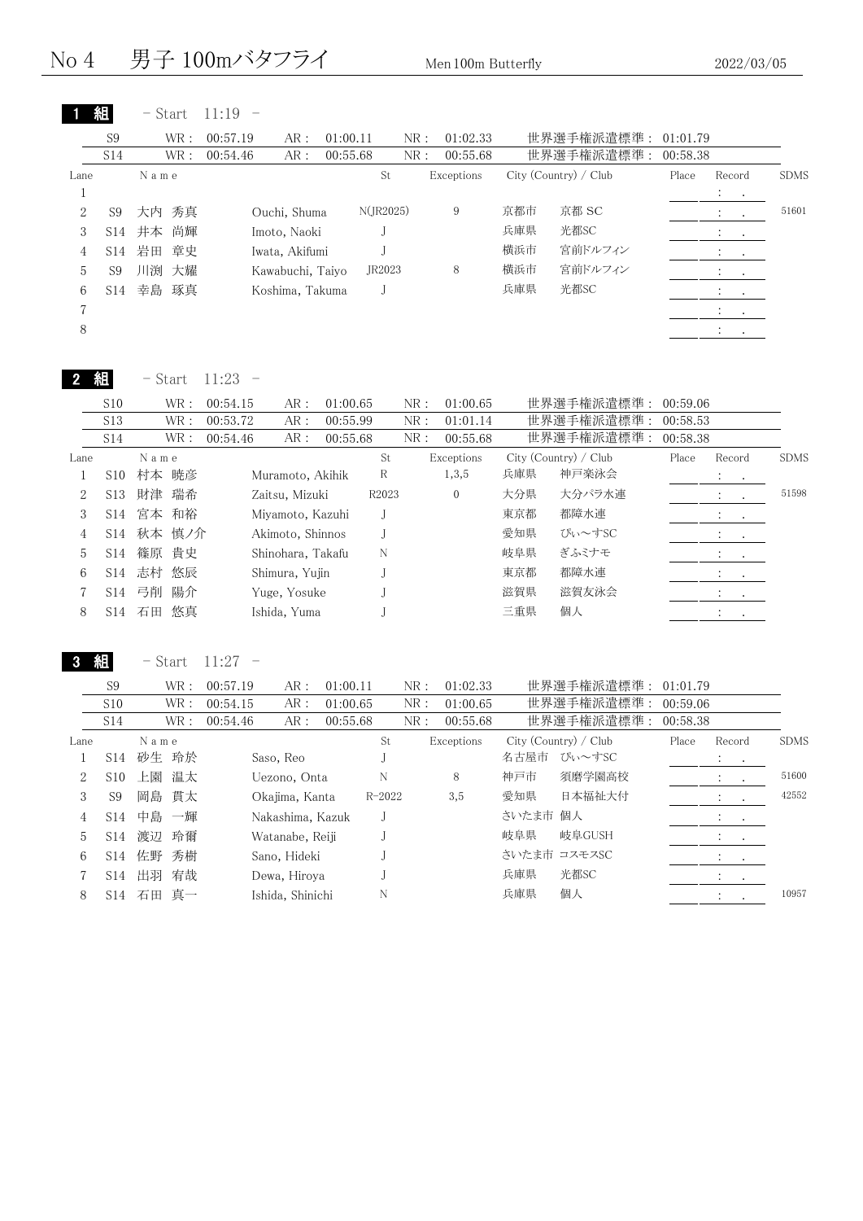# No 4 男子 100mバタフライ

Men 100m Butterfly　　2022/03/05

## 1 組 - Start 11:19 -

| | WR | AR | NR | 世界選手権派遣標準 |
|---|---|---|---|---|
| S9 | 00:57.19 | 01:00.11 | 01:02.33 | 01:01.79 |
| S14 | 00:54.46 | 00:55.68 | 00:55.68 | 00:58.38 |

| Lane | | Name | | St | Exceptions | City (Country) / Club | | Place | Record | SDMS |
|---|---|---|---|---|---|---|---|---|---|---|
| 1 | | | | | | | | | : . | |
| 2 | S9 | 大内 秀真 | Ouchi, Shuma | N(JR2025) | 9 | 京都市 | 京都 SC | | : . | 51601 |
| 3 | S14 | 井本 尚輝 | Imoto, Naoki | J | | 兵庫県 | 光都SC | | : . | |
| 4 | S14 | 岩田 章史 | Iwata, Akifumi | J | | 横浜市 | 宮前ドルフィン | | : . | |
| 5 | S9 | 川渕 大耀 | Kawabuchi, Taiyo | JR2023 | 8 | 横浜市 | 宮前ドルフィン | | : . | |
| 6 | S14 | 幸島 琢真 | Koshima, Takuma | J | | 兵庫県 | 光都SC | | : . | |
| 7 | | | | | | | | | : . | |
| 8 | | | | | | | | | : . | |

## 2 組 - Start 11:23 -

| | WR | AR | NR | 世界選手権派遣標準 |
|---|---|---|---|---|
| S10 | 00:54.15 | 01:00.65 | 01:00.65 | 00:59.06 |
| S13 | 00:53.72 | 00:55.99 | 01:01.14 | 00:58.53 |
| S14 | 00:54.46 | 00:55.68 | 00:55.68 | 00:58.38 |

| Lane | | Name | | St | Exceptions | City (Country) / Club | | Place | Record | SDMS |
|---|---|---|---|---|---|---|---|---|---|---|
| 1 | S10 | 村本 暁彦 | Muramoto, Akihik | R | 1,3,5 | 兵庫県 | 神戸楽泳会 | | : . | |
| 2 | S13 | 財津 瑞希 | Zaitsu, Mizuki | R2023 | 0 | 大分県 | 大分パラ水連 | | : . | 51598 |
| 3 | S14 | 宮本 和裕 | Miyamoto, Kazuhi | J | | 東京都 | 都障水連 | | : . | |
| 4 | S14 | 秋本 慎ノ介 | Akimoto, Shinnos | J | | 愛知県 | ぴぃ～すSC | | : . | |
| 5 | S14 | 篠原 貴史 | Shinohara, Takafu | N | | 岐阜県 | ぎふミナモ | | : . | |
| 6 | S14 | 志村 悠辰 | Shimura, Yujin | J | | 東京都 | 都障水連 | | : . | |
| 7 | S14 | 弓削 陽介 | Yuge, Yosuke | J | | 滋賀県 | 滋賀友泳会 | | : . | |
| 8 | S14 | 石田 悠真 | Ishida, Yuma | J | | 三重県 | 個人 | | : . | |

## 3 組 - Start 11:27 -

| | WR | AR | NR | 世界選手権派遣標準 |
|---|---|---|---|---|
| S9 | 00:57.19 | 01:00.11 | 01:02.33 | 01:01.79 |
| S10 | 00:54.15 | 01:00.65 | 01:00.65 | 00:59.06 |
| S14 | 00:54.46 | 00:55.68 | 00:55.68 | 00:58.38 |

| Lane | | Name | | St | Exceptions | City (Country) / Club | | Place | Record | SDMS |
|---|---|---|---|---|---|---|---|---|---|---|
| 1 | S14 | 砂生 玲於 | Saso, Reo | J | | 名古屋市 | ぴぃ～すSC | | : . | |
| 2 | S10 | 上園 温太 | Uezono, Onta | N | 8 | 神戸市 | 須磨学園高校 | | : . | 51600 |
| 3 | S9 | 岡島 貫太 | Okajima, Kanta | R-2022 | 3,5 | 愛知県 | 日本福祉大付 | | : . | 42552 |
| 4 | S14 | 中島 一輝 | Nakashima, Kazuk | J | | さいたま市 | 個人 | | : . | |
| 5 | S14 | 渡辺 玲爾 | Watanabe, Reiji | J | | 岐阜県 | 岐阜GUSH | | : . | |
| 6 | S14 | 佐野 秀樹 | Sano, Hideki | J | | さいたま市 | コスモスSC | | : . | |
| 7 | S14 | 出羽 宥哉 | Dewa, Hiroya | J | | 兵庫県 | 光都SC | | : . | |
| 8 | S14 | 石田 真一 | Ishida, Shinichi | N | | 兵庫県 | 個人 | | : . | 10957 |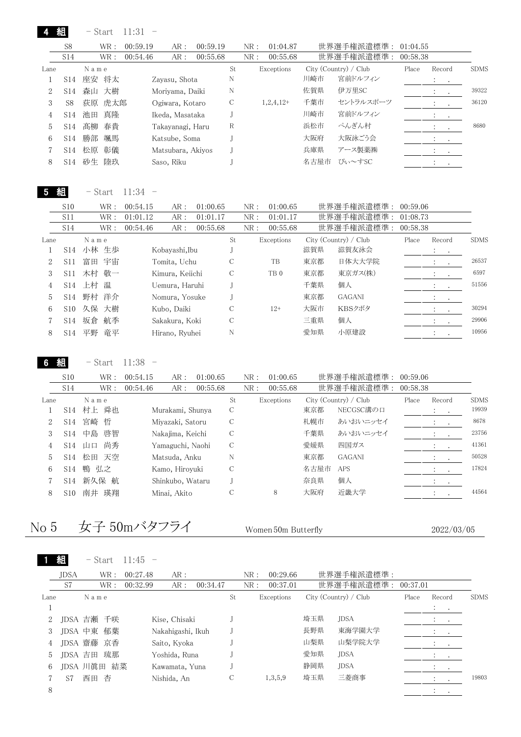## 4 組 - Start 11:31 -

| | WR : | | AR : | | NR : | | 世界選手権派遣標準 : | |
|---|---|---|---|---|---|---|---|---|
| S8 | WR : | 00:59.19 | AR : | 00:59.19 | NR : | 01:04.87 | 世界選手権派遣標準 : | 01:04.55 |
| S14 | WR : | 00:54.46 | AR : | 00:55.68 | NR : | 00:55.68 | 世界選手権派遣標準 : | 00:58.38 |

| Lane | | Name | | St | Exceptions | City (Country) / Club | | Place | Record | SDMS |
|---|---|---|---|---|---|---|---|---|---|---|
| 1 | S14 | 座安 将太 | Zayasu, Shota | N | | 川崎市 | 宮前ドルフィン | | : . | |
| 2 | S14 | 森山 大樹 | Moriyama, Daiki | N | | 佐賀県 | 伊万里SC | | : . | 39322 |
| 3 | S8 | 荻原 虎太郎 | Ogiwara, Kotaro | C | 1,2,4,12+ | 千葉市 | セントラルスポーツ | | : . | 36120 |
| 4 | S14 | 池田 真隆 | Ikeda, Masataka | J | | 川崎市 | 宮前ドルフィン | | : . | |
| 5 | S14 | 髙柳 春貴 | Takayanagi, Haru | R | | 浜松市 | ぺんぎん村 | | : . | 8680 |
| 6 | S14 | 勝部 颯馬 | Katsube, Soma | J | | 大阪府 | 大阪泳ごう会 | | : . | |
| 7 | S14 | 松原 彰儀 | Matsubara, Akiyos | J | | 兵庫県 | アース製薬㈱ | | : . | |
| 8 | S14 | 砂生 陸玖 | Saso, Riku | J | | 名古屋市 | ぴぃ〜すSC | | : . | |

## 5 組 - Start 11:34 -

| | WR : | | AR : | | NR : | | 世界選手権派遣標準 : | |
|---|---|---|---|---|---|---|---|---|
| S10 | WR : | 00:54.15 | AR : | 01:00.65 | NR : | 01:00.65 | 世界選手権派遣標準 : | 00:59.06 |
| S11 | WR : | 01:01.12 | AR : | 01:01.17 | NR : | 01:01.17 | 世界選手権派遣標準 : | 01:08.73 |
| S14 | WR : | 00:54.46 | AR : | 00:55.68 | NR : | 00:55.68 | 世界選手権派遣標準 : | 00:58.38 |

| Lane | | Name | | St | Exceptions | City (Country) / Club | | Place | Record | SDMS |
|---|---|---|---|---|---|---|---|---|---|---|
| 1 | S14 | 小林 生歩 | Kobayashi,Ibu | J | | 滋賀県 | 滋賀友泳会 | | : . | |
| 2 | S11 | 富田 宇宙 | Tomita, Uchu | C | TB | 東京都 | 日体大大学院 | | : . | 26537 |
| 3 | S11 | 木村 敬一 | Kimura, Keiichi | C | TB 0 | 東京都 | 東京ガス(株) | | : . | 6597 |
| 4 | S14 | 上村 温 | Uemura, Haruhi | J | | 千葉県 | 個人 | | : . | 51556 |
| 5 | S14 | 野村 洋介 | Nomura, Yosuke | J | | 東京都 | GAGANI | | : . | |
| 6 | S10 | 久保 大樹 | Kubo, Daiki | C | 12+ | 大阪市 | KBSクボタ | | : . | 30294 |
| 7 | S14 | 坂倉 航季 | Sakakura, Koki | C | | 三重県 | 個人 | | : . | 29906 |
| 8 | S14 | 平野 竜平 | Hirano, Ryuhei | N | | 愛知県 | 小原建設 | | : . | 10956 |

## 6 組 - Start 11:38 -

| | WR : | | AR : | | NR : | | 世界選手権派遣標準 : | |
|---|---|---|---|---|---|---|---|---|
| S10 | WR : | 00:54.15 | AR : | 01:00.65 | NR : | 01:00.65 | 世界選手権派遣標準 : | 00:59.06 |
| S14 | WR : | 00:54.46 | AR : | 00:55.68 | NR : | 00:55.68 | 世界選手権派遣標準 : | 00:58.38 |

| Lane | | Name | | St | Exceptions | City (Country) / Club | | Place | Record | SDMS |
|---|---|---|---|---|---|---|---|---|---|---|
| 1 | S14 | 村上 舜也 | Murakami, Shunya | C | | 東京都 | NECGSC溝の口 | | : . | 19939 |
| 2 | S14 | 宮崎 哲 | Miyazaki, Satoru | C | | 札幌市 | あいおいニッセイ | | : . | 8678 |
| 3 | S14 | 中島 啓智 | Nakajima, Keichi | C | | 千葉県 | あいおいニッセイ | | : . | 23756 |
| 4 | S14 | 山口 尚秀 | Yamaguchi, Naohi | C | | 愛媛県 | 四国ガス | | : . | 41361 |
| 5 | S14 | 松田 天空 | Matsuda, Anku | N | | 東京都 | GAGANI | | : . | 50528 |
| 6 | S14 | 鴨 弘之 | Kamo, Hiroyuki | C | | 名古屋市 | APS | | : . | 17824 |
| 7 | S14 | 新久保 航 | Shinkubo, Wataru | J | | 奈良県 | 個人 | | : . | |
| 8 | S10 | 南井 瑛翔 | Minai, Akito | C | 8 | 大阪府 | 近畿大学 | | : . | 44564 |

# No 5 女子 50mバタフライ

Women 50m Butterfly — 2022/03/05

## 1 組 - Start 11:45 -

| | WR : | | AR : | | NR : | | 世界選手権派遣標準 : | |
|---|---|---|---|---|---|---|---|---|
| JDSA | WR : | 00:27.48 | AR : | | NR : | 00:29.66 | 世界選手権派遣標準 : | |
| S7 | WR : | 00:32.99 | AR : | 00:34.47 | NR : | 00:37.01 | 世界選手権派遣標準 : | 00:37.01 |

| Lane | | Name | | St | Exceptions | City (Country) / Club | | Place | Record | SDMS |
|---|---|---|---|---|---|---|---|---|---|---|
| 1 | | | | | | | | | : . | |
| 2 | JDSA | 吉瀬 千咲 | Kise, Chisaki | J | | 埼玉県 | JDSA | | : . | |
| 3 | JDSA | 中東 郁葉 | Nakahigashi, Ikuh | J | | 長野県 | 東海学園大学 | | : . | |
| 4 | JDSA | 齋藤 京香 | Saito, Kyoka | J | | 山梨県 | 山梨学院大学 | | : . | |
| 5 | JDSA | 吉田 琉那 | Yoshida, Runa | J | | 愛知県 | JDSA | | : . | |
| 6 | JDSA | 川眞田 結菜 | Kawamata, Yuna | J | | 静岡県 | JDSA | | : . | |
| 7 | S7 | 西田 杏 | Nishida, An | C | 1,3,5,9 | 埼玉県 | 三菱商事 | | : . | 19803 |
| 8 | | | | | | | | | : . | |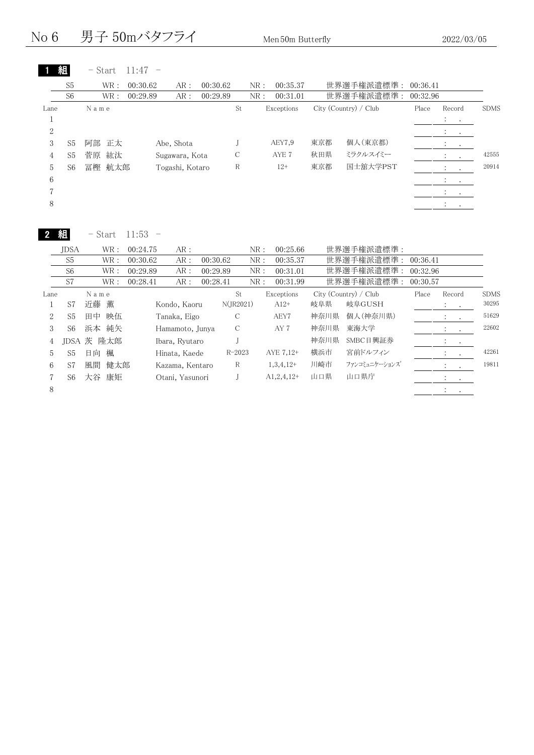# No 6　男子 50mバタフライ　Men 50m Butterfly　2022/03/05

## 1 組　- Start　11:47 -

| | WR | AR | NR | 世界選手権派遣標準 |
|---|---|---|---|---|
| S5 | 00:30.62 | 00:30.62 | 00:35.37 | 00:36.41 |
| S6 | 00:29.89 | 00:29.89 | 00:31.01 | 00:32.96 |

| Lane | | Name | | St | Exceptions | City (Country) / Club | | Place | Record | SDMS |
|---|---|---|---|---|---|---|---|---|---|---|
| 1 | | | | | | | | | : . | |
| 2 | | | | | | | | | : . | |
| 3 | S5 | 阿部 正太 | Abe, Shota | J | AEY7,9 | 東京都 | 個人(東京都) | | : . | |
| 4 | S5 | 菅原 紘汰 | Sugawara, Kota | C | AYE 7 | 秋田県 | ミラクルスイミー | | : . | 42555 |
| 5 | S6 | 冨樫 航太郎 | Togashi, Kotaro | R | 12+ | 東京都 | 国士舘大学PST | | : . | 20914 |
| 6 | | | | | | | | | : . | |
| 7 | | | | | | | | | : . | |
| 8 | | | | | | | | | : . | |

## 2 組　- Start　11:53 -

| | WR | AR | NR | 世界選手権派遣標準 |
|---|---|---|---|---|
| JDSA | 00:24.75 | | 00:25.66 | |
| S5 | 00:30.62 | 00:30.62 | 00:35.37 | 00:36.41 |
| S6 | 00:29.89 | 00:29.89 | 00:31.01 | 00:32.96 |
| S7 | 00:28.41 | 00:28.41 | 00:31.99 | 00:30.57 |

| Lane | | Name | | St | Exceptions | City (Country) / Club | | Place | Record | SDMS |
|---|---|---|---|---|---|---|---|---|---|---|
| 1 | S7 | 近藤 薫 | Kondo, Kaoru | N(JR2021) | A12+ | 岐阜県 | 岐阜GUSH | | : . | 30295 |
| 2 | S5 | 田中 映伍 | Tanaka, Eigo | C | AEY7 | 神奈川県 | 個人(神奈川県) | | : . | 51629 |
| 3 | S6 | 浜本 純矢 | Hamamoto, Junya | C | AY 7 | 神奈川県 | 東海大学 | | : . | 22602 |
| 4 | JDSA | 茨 隆太郎 | Ibara, Ryutaro | J | | 神奈川県 | SMBC日興証券 | | : . | |
| 5 | S5 | 日向 楓 | Hinata, Kaede | R-2023 | AYE 7,12+ | 横浜市 | 宮前ドルフィン | | : . | 42261 |
| 6 | S7 | 風間 健太郎 | Kazama, Kentaro | R | 1,3,4,12+ | 川崎市 | ファンコミュニケーションズ | | : . | 19811 |
| 7 | S6 | 大谷 康矩 | Otani, Yasunori | J | A1,2,4,12+ | 山口県 | 山口県庁 | | : . | |
| 8 | | | | | | | | | : . | |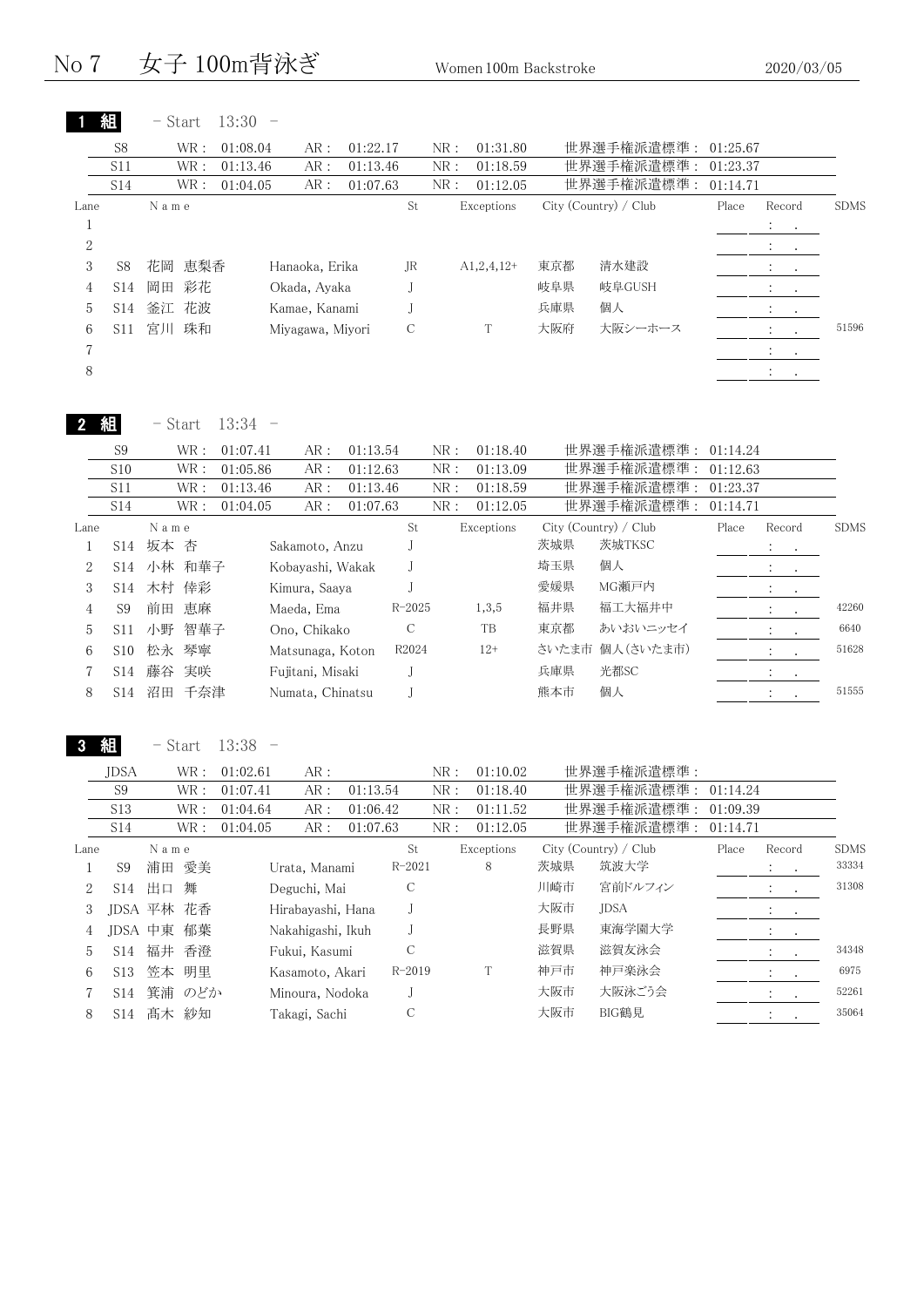# No 7　女子 100m背泳ぎ　Women 100m Backstroke　2020/03/05

## 1 組　- Start 13:30 -

| | WR | AR | NR | 世界選手権派遣標準 |
|---|---|---|---|---|
| S8 | 01:08.04 | 01:22.17 | 01:31.80 | 01:25.67 |
| S11 | 01:13.46 | 01:13.46 | 01:18.59 | 01:23.37 |
| S14 | 01:04.05 | 01:07.63 | 01:12.05 | 01:14.71 |

| Lane | | Name | | St | Exceptions | City (Country) / Club | | Place | Record | SDMS |
|---|---|---|---|---|---|---|---|---|---|---|
| 1 | | | | | | | | | : . | |
| 2 | | | | | | | | | : . | |
| 3 | S8 | 花岡 恵梨香 | Hanaoka, Erika | JR | A1,2,4,12+ | 東京都 | 清水建設 | | : . | |
| 4 | S14 | 岡田 彩花 | Okada, Ayaka | J | | 岐阜県 | 岐阜GUSH | | : . | |
| 5 | S14 | 釜江 花波 | Kamae, Kanami | J | | 兵庫県 | 個人 | | : . | |
| 6 | S11 | 宮川 珠和 | Miyagawa, Miyori | C | T | 大阪府 | 大阪シーホース | | : . | 51596 |
| 7 | | | | | | | | | : . | |
| 8 | | | | | | | | | : . | |

## 2 組　- Start 13:34 -

| | WR | AR | NR | 世界選手権派遣標準 |
|---|---|---|---|---|
| S9 | 01:07.41 | 01:13.54 | 01:18.40 | 01:14.24 |
| S10 | 01:05.86 | 01:12.63 | 01:13.09 | 01:12.63 |
| S11 | 01:13.46 | 01:13.46 | 01:18.59 | 01:23.37 |
| S14 | 01:04.05 | 01:07.63 | 01:12.05 | 01:14.71 |

| Lane | | Name | | St | Exceptions | City (Country) / Club | | Place | Record | SDMS |
|---|---|---|---|---|---|---|---|---|---|---|
| 1 | S14 | 坂本 杏 | Sakamoto, Anzu | J | | 茨城県 | 茨城TKSC | | : . | |
| 2 | S14 | 小林 和華子 | Kobayashi, Wakak | J | | 埼玉県 | 個人 | | : . | |
| 3 | S14 | 木村 倖彩 | Kimura, Saaya | J | | 愛媛県 | MG瀬戸内 | | : . | |
| 4 | S9 | 前田 恵麻 | Maeda, Ema | R-2025 | 1,3,5 | 福井県 | 福工大福井中 | | : . | 42260 |
| 5 | S11 | 小野 智華子 | Ono, Chikako | C | TB | 東京都 | あいおいニッセイ | | : . | 6640 |
| 6 | S10 | 松永 琴寧 | Matsunaga, Koton | R2024 | 12+ | さいたま市 | 個人(さいたま市) | | : . | 51628 |
| 7 | S14 | 藤谷 実咲 | Fujitani, Misaki | J | | 兵庫県 | 光都SC | | : . | |
| 8 | S14 | 沼田 千奈津 | Numata, Chinatsu | J | | 熊本市 | 個人 | | : . | 51555 |

## 3 組　- Start 13:38 -

| | WR | AR | NR | 世界選手権派遣標準 |
|---|---|---|---|---|
| JDSA | 01:02.61 | | 01:10.02 | |
| S9 | 01:07.41 | 01:13.54 | 01:18.40 | 01:14.24 |
| S13 | 01:04.64 | 01:06.42 | 01:11.52 | 01:09.39 |
| S14 | 01:04.05 | 01:07.63 | 01:12.05 | 01:14.71 |

| Lane | | Name | | St | Exceptions | City (Country) / Club | | Place | Record | SDMS |
|---|---|---|---|---|---|---|---|---|---|---|
| 1 | S9 | 浦田 愛美 | Urata, Manami | R-2021 | 8 | 茨城県 | 筑波大学 | | : . | 33334 |
| 2 | S14 | 出口 舞 | Deguchi, Mai | C | | 川崎市 | 宮前ドルフィン | | : . | 31308 |
| 3 | JDSA | 平林 花香 | Hirabayashi, Hana | J | | 大阪市 | JDSA | | : . | |
| 4 | JDSA | 中東 郁葉 | Nakahigashi, Ikuh | J | | 長野県 | 東海学園大学 | | : . | |
| 5 | S14 | 福井 香澄 | Fukui, Kasumi | C | | 滋賀県 | 滋賀友泳会 | | : . | 34348 |
| 6 | S13 | 笠本 明里 | Kasamoto, Akari | R-2019 | T | 神戸市 | 神戸楽泳会 | | : . | 6975 |
| 7 | S14 | 箕浦 のどか | Minoura, Nodoka | J | | 大阪市 | 大阪泳ごう会 | | : . | 52261 |
| 8 | S14 | 髙木 紗知 | Takagi, Sachi | C | | 大阪市 | BIG鶴見 | | : . | 35064 |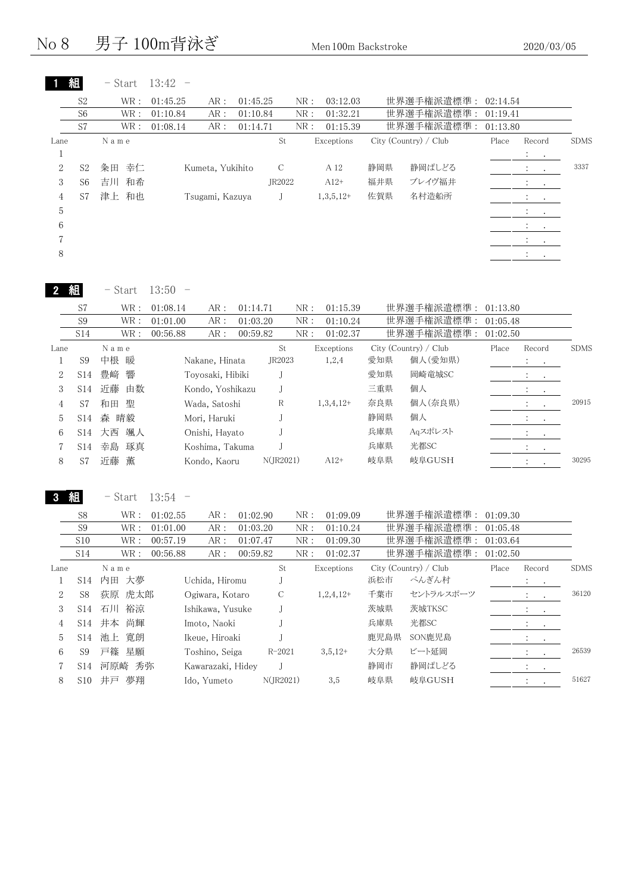# No 8　男子 100m背泳ぎ

Men 100m Backstroke　2020/03/05

## 1 組　- Start 13:42 -

| | WR | AR | NR | 世界選手権派遣標準 |
|---|---|---|---|---|
| S2 | 01:45.25 | 01:45.25 | 03:12.03 | 02:14.54 |
| S6 | 01:10.84 | 01:10.84 | 01:32.21 | 01:19.41 |
| S7 | 01:08.14 | 01:14.71 | 01:15.39 | 01:13.80 |

| Lane | | Name | | St | Exceptions | City (Country) / Club | | Place | Record | SDMS |
|---|---|---|---|---|---|---|---|---|---|---|
| 1 | | | | | | | | | : . | |
| 2 | S2 | 粂田 幸仁 | Kumeta, Yukihito | C | A 12 | 静岡県 | 静岡ぱしどる | | : . | 3337 |
| 3 | S6 | 吉川 和希 | | JR2022 | A12+ | 福井県 | ブレイヴ福井 | | : . | |
| 4 | S7 | 津上 和也 | Tsugami, Kazuya | J | 1,3,5,12+ | 佐賀県 | 名村造船所 | | : . | |
| 5 | | | | | | | | | : . | |
| 6 | | | | | | | | | : . | |
| 7 | | | | | | | | | : . | |
| 8 | | | | | | | | | : . | |

## 2 組　- Start 13:50 -

| | WR | AR | NR | 世界選手権派遣標準 |
|---|---|---|---|---|
| S7 | 01:08.14 | 01:14.71 | 01:15.39 | 01:13.80 |
| S9 | 01:01.00 | 01:03.20 | 01:10.24 | 01:05.48 |
| S14 | 00:56.88 | 00:59.82 | 01:02.37 | 01:02.50 |

| Lane | | Name | | St | Exceptions | City (Country) / Club | | Place | Record | SDMS |
|---|---|---|---|---|---|---|---|---|---|---|
| 1 | S9 | 中根 暖 | Nakane, Hinata | JR2023 | 1,2,4 | 愛知県 | 個人(愛知県) | | : . | |
| 2 | S14 | 豊崎 響 | Toyosaki, Hibiki | J | | 愛知県 | 岡崎竜城SC | | : . | |
| 3 | S14 | 近藤 由数 | Kondo, Yoshikazu | J | | 三重県 | 個人 | | : . | |
| 4 | S7 | 和田 聖 | Wada, Satoshi | R | 1,3,4,12+ | 奈良県 | 個人(奈良県) | | : . | 20915 |
| 5 | S14 | 森 晴毅 | Mori, Haruki | J | | 静岡県 | 個人 | | : . | |
| 6 | S14 | 大西 颯人 | Onishi, Hayato | J | | 兵庫県 | Aqスポレスト | | : . | |
| 7 | S14 | 幸島 琢真 | Koshima, Takuma | J | | 兵庫県 | 光都SC | | : . | |
| 8 | S7 | 近藤 薫 | Kondo, Kaoru | N(JR2021) | A12+ | 岐阜県 | 岐阜GUSH | | : . | 30295 |

## 3 組　- Start 13:54 -

| | WR | AR | NR | 世界選手権派遣標準 |
|---|---|---|---|---|
| S8 | 01:02.55 | 01:02.90 | 01:09.09 | 01:09.30 |
| S9 | 01:01.00 | 01:03.20 | 01:10.24 | 01:05.48 |
| S10 | 00:57.19 | 01:07.47 | 01:09.30 | 01:03.64 |
| S14 | 00:56.88 | 00:59.82 | 01:02.37 | 01:02.50 |

| Lane | | Name | | St | Exceptions | City (Country) / Club | | Place | Record | SDMS |
|---|---|---|---|---|---|---|---|---|---|---|
| 1 | S14 | 内田 大夢 | Uchida, Hiromu | J | | 浜松市 | ぺんぎん村 | | : . | |
| 2 | S8 | 荻原 虎太郎 | Ogiwara, Kotaro | C | 1,2,4,12+ | 千葉市 | セントラルスポーツ | | : . | 36120 |
| 3 | S14 | 石川 裕涼 | Ishikawa, Yusuke | J | | 茨城県 | 茨城TKSC | | : . | |
| 4 | S14 | 井本 尚輝 | Imoto, Naoki | J | | 兵庫県 | 光都SC | | : . | |
| 5 | S14 | 池上 寛朗 | Ikeue, Hiroaki | J | | 鹿児島県 | SON鹿児島 | | : . | |
| 6 | S9 | 戸篠 星願 | Toshino, Seiga | R-2021 | 3,5,12+ | 大分県 | ビート延岡 | | : . | 26539 |
| 7 | S14 | 河原崎 秀弥 | Kawarazaki, Hidey | J | | 静岡市 | 静岡ぱしどる | | : . | |
| 8 | S10 | 井戸 夢翔 | Ido, Yumeto | N(JR2021) | 3,5 | 岐阜県 | 岐阜GUSH | | : . | 51627 |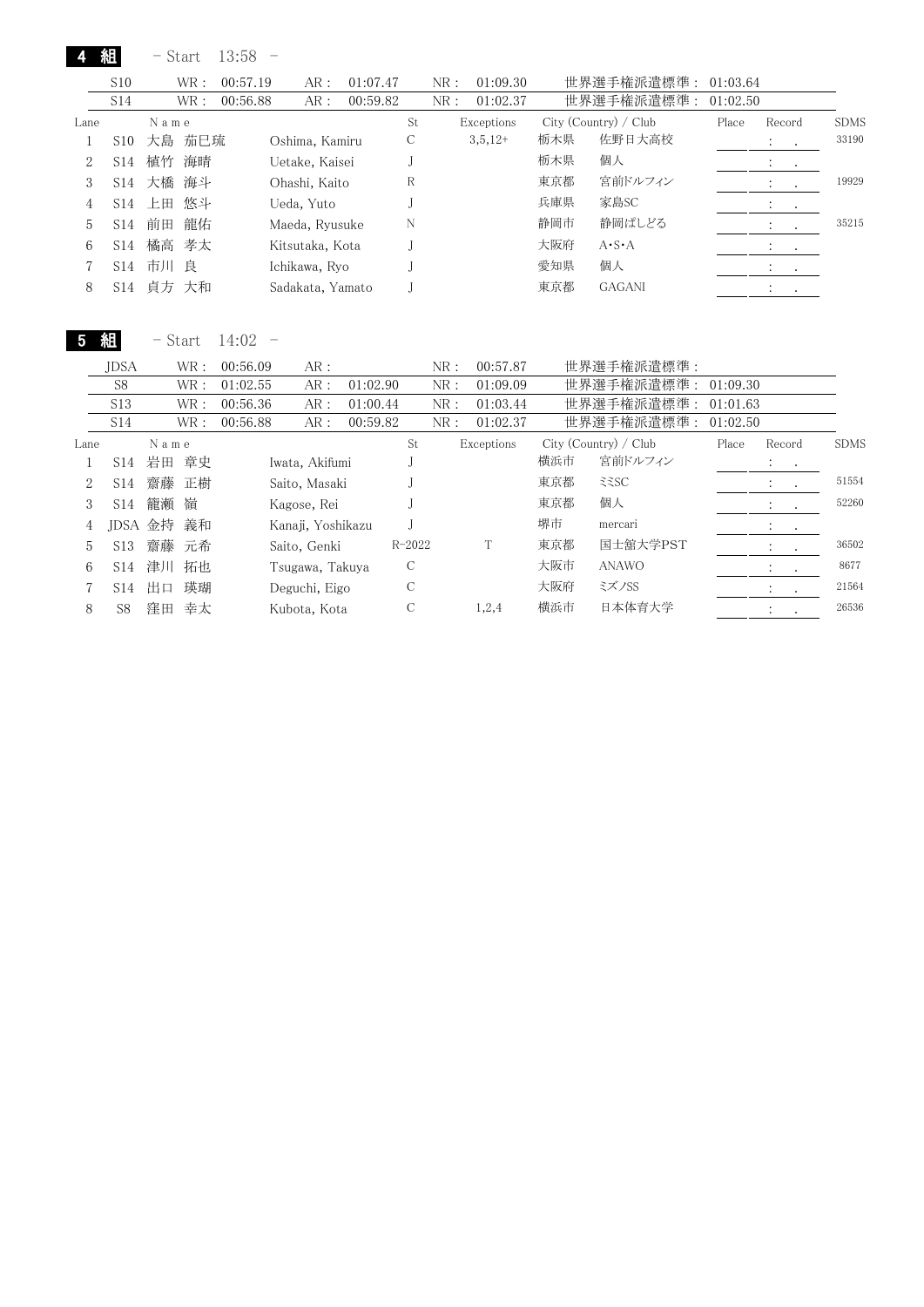## 4 組 - Start 13:58 -

| | WR： | | AR： | | NR： | | 世界選手権派遣標準： |
|---|---|---|---|---|---|---|---|
| S10 | WR： | 00:57.19 | AR： 01:07.47 | NR： | 01:09.30 | 世界選手権派遣標準： | 01:03.64 |
| S14 | WR： | 00:56.88 | AR： 00:59.82 | NR： | 01:02.37 | 世界選手権派遣標準： | 01:02.50 |

| Lane | | Name | | St | Exceptions | City (Country) / Club | | Place | Record | SDMS |
|---|---|---|---|---|---|---|---|---|---|---|
| 1 | S10 | 大島 茄巳琉 | Oshima, Kamiru | C | 3,5,12+ | 栃木県 | 佐野日大高校 | | : . | 33190 |
| 2 | S14 | 植竹 海晴 | Uetake, Kaisei | J | | 栃木県 | 個人 | | : . | |
| 3 | S14 | 大橋 海斗 | Ohashi, Kaito | R | | 東京都 | 宮前ドルフィン | | : . | 19929 |
| 4 | S14 | 上田 悠斗 | Ueda, Yuto | J | | 兵庫県 | 家島SC | | : . | |
| 5 | S14 | 前田 龍佑 | Maeda, Ryusuke | N | | 静岡市 | 静岡ぱしどる | | : . | 35215 |
| 6 | S14 | 橘高 孝太 | Kitsutaka, Kota | J | | 大阪府 | A･S･A | | : . | |
| 7 | S14 | 市川 良 | Ichikawa, Ryo | J | | 愛知県 | 個人 | | : . | |
| 8 | S14 | 貞方 大和 | Sadakata, Yamato | J | | 東京都 | GAGANI | | : . | |

## 5 組 - Start 14:02 -

| | WR： | | AR： | | NR： | | 世界選手権派遣標準： |
|---|---|---|---|---|---|---|---|
| JDSA | WR： | 00:56.09 | AR： | NR： | 00:57.87 | 世界選手権派遣標準： | |
| S8 | WR： | 01:02.55 | AR： 01:02.90 | NR： | 01:09.09 | 世界選手権派遣標準： | 01:09.30 |
| S13 | WR： | 00:56.36 | AR： 01:00.44 | NR： | 01:03.44 | 世界選手権派遣標準： | 01:01.63 |
| S14 | WR： | 00:56.88 | AR： 00:59.82 | NR： | 01:02.37 | 世界選手権派遣標準： | 01:02.50 |

| Lane | | Name | | St | Exceptions | City (Country) / Club | | Place | Record | SDMS |
|---|---|---|---|---|---|---|---|---|---|---|
| 1 | S14 | 岩田 章史 | Iwata, Akifumi | J | | 横浜市 | 宮前ドルフィン | | : . | |
| 2 | S14 | 齋藤 正樹 | Saito, Masaki | J | | 東京都 | ﾐﾐSC | | : . | 51554 |
| 3 | S14 | 籠瀬 嶺 | Kagose, Rei | J | | 東京都 | 個人 | | : . | 52260 |
| 4 | JDSA | 金持 義和 | Kanaji, Yoshikazu | J | | 堺市 | mercari | | : . | |
| 5 | S13 | 齋藤 元希 | Saito, Genki | R-2022 | T | 東京都 | 国士舘大学PST | | : . | 36502 |
| 6 | S14 | 津川 拓也 | Tsugawa, Takuya | C | | 大阪市 | ANAWO | | : . | 8677 |
| 7 | S14 | 出口 瑛瑚 | Deguchi, Eigo | C | | 大阪府 | ミズノSS | | : . | 21564 |
| 8 | S8 | 窪田 幸太 | Kubota, Kota | C | 1,2,4 | 横浜市 | 日本体育大学 | | : . | 26536 |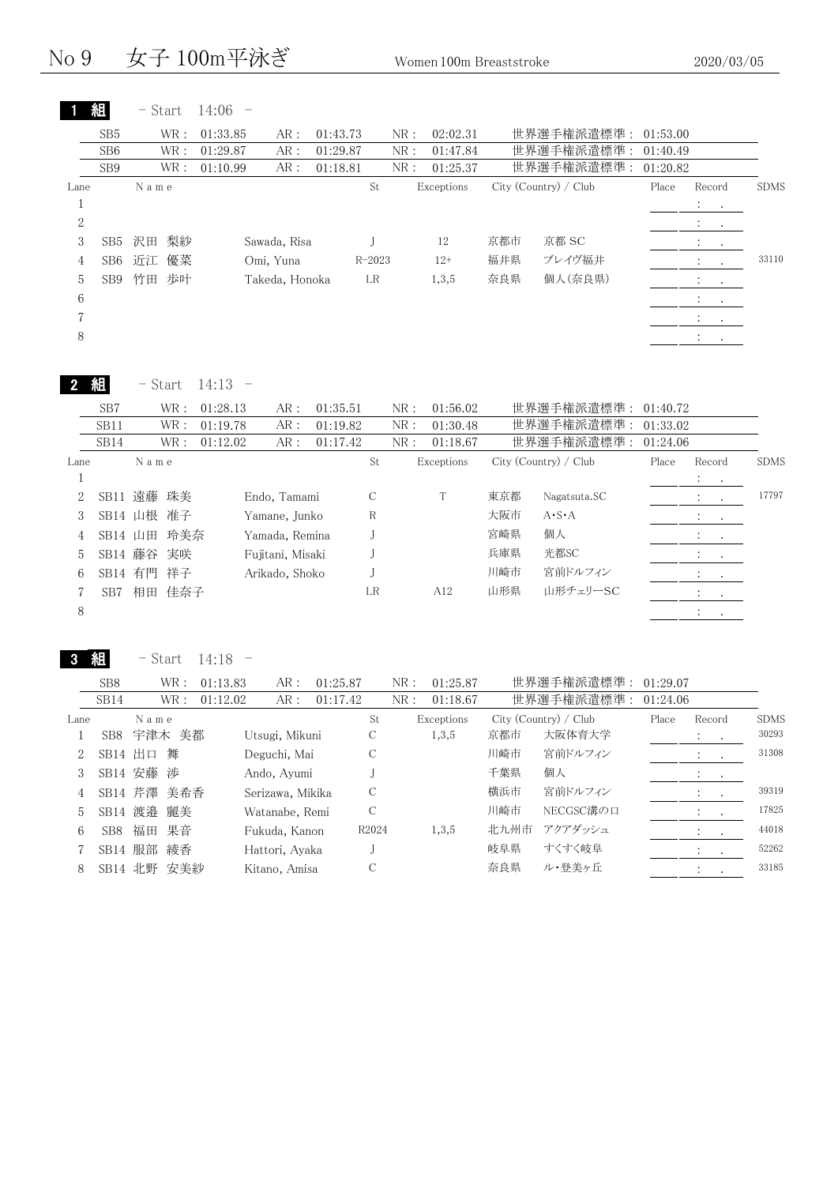# No 9　女子 100m平泳ぎ

Women 100m Breaststroke　2020/03/05

## 1 組 − Start 14:06 −

| | WR | AR | NR | 世界選手権派遣標準 |
|---|---|---|---|---|
| SB5 | 01:33.85 | 01:43.73 | 02:02.31 | 01:53.00 |
| SB6 | 01:29.87 | 01:29.87 | 01:47.84 | 01:40.49 |
| SB9 | 01:10.99 | 01:18.81 | 01:25.37 | 01:20.82 |

| Lane | Class | Name | | St | Exceptions | City (Country) / Club | | Place | Record | SDMS |
|---|---|---|---|---|---|---|---|---|---|---|
| 1 | | | | | | | | | : . | |
| 2 | | | | | | | | | : . | |
| 3 | SB5 | 沢田 梨紗 | Sawada, Risa | J | 12 | 京都市 | 京都 SC | | : . | |
| 4 | SB6 | 近江 優菜 | Omi, Yuna | R-2023 | 12+ | 福井県 | ブレイヴ福井 | | : . | 33110 |
| 5 | SB9 | 竹田 歩叶 | Takeda, Honoka | LR | 1,3,5 | 奈良県 | 個人(奈良県) | | : . | |
| 6 | | | | | | | | | : . | |
| 7 | | | | | | | | | : . | |
| 8 | | | | | | | | | : . | |

## 2 組 − Start 14:13 −

| | WR | AR | NR | 世界選手権派遣標準 |
|---|---|---|---|---|
| SB7 | 01:28.13 | 01:35.51 | 01:56.02 | 01:40.72 |
| SB11 | 01:19.78 | 01:19.82 | 01:30.48 | 01:33.02 |
| SB14 | 01:12.02 | 01:17.42 | 01:18.67 | 01:24.06 |

| Lane | Class | Name | | St | Exceptions | City (Country) / Club | | Place | Record | SDMS |
|---|---|---|---|---|---|---|---|---|---|---|
| 1 | | | | | | | | | : . | |
| 2 | SB11 | 遠藤 珠美 | Endo, Tamami | C | T | 東京都 | Nagatsuta.SC | | : . | 17797 |
| 3 | SB14 | 山根 准子 | Yamane, Junko | R | | 大阪市 | A･S･A | | : . | |
| 4 | SB14 | 山田 玲美奈 | Yamada, Remina | J | | 宮崎県 | 個人 | | : . | |
| 5 | SB14 | 藤谷 実咲 | Fujitani, Misaki | J | | 兵庫県 | 光都SC | | : . | |
| 6 | SB14 | 有門 祥子 | Arikado, Shoko | J | | 川崎市 | 宮前ドルフィン | | : . | |
| 7 | SB7 | 相田 佳奈子 | | LR | A12 | 山形県 | 山形チェリーSC | | : . | |
| 8 | | | | | | | | | : . | |

## 3 組 − Start 14:18 −

| | WR | AR | NR | 世界選手権派遣標準 |
|---|---|---|---|---|
| SB8 | 01:13.83 | 01:25.87 | 01:25.87 | 01:29.07 |
| SB14 | 01:12.02 | 01:17.42 | 01:18.67 | 01:24.06 |

| Lane | Class | Name | | St | Exceptions | City (Country) / Club | | Place | Record | SDMS |
|---|---|---|---|---|---|---|---|---|---|---|
| 1 | SB8 | 宇津木 美都 | Utsugi, Mikuni | C | 1,3,5 | 京都市 | 大阪体育大学 | | : . | 30293 |
| 2 | SB14 | 出口 舞 | Deguchi, Mai | C | | 川崎市 | 宮前ドルフィン | | : . | 31308 |
| 3 | SB14 | 安藤 渉 | Ando, Ayumi | J | | 千葉県 | 個人 | | : . | |
| 4 | SB14 | 芹澤 美希香 | Serizawa, Mikika | C | | 横浜市 | 宮前ドルフィン | | : . | 39319 |
| 5 | SB14 | 渡邉 麗美 | Watanabe, Remi | C | | 川崎市 | NECGSC溝の口 | | : . | 17825 |
| 6 | SB8 | 福田 果音 | Fukuda, Kanon | R2024 | 1,3,5 | 北九州市 | アクアダッシュ | | : . | 44018 |
| 7 | SB14 | 服部 綾香 | Hattori, Ayaka | J | | 岐阜県 | すくすく岐阜 | | : . | 52262 |
| 8 | SB14 | 北野 安美紗 | Kitano, Amisa | C | | 奈良県 | ル・登美ヶ丘 | | : . | 33185 |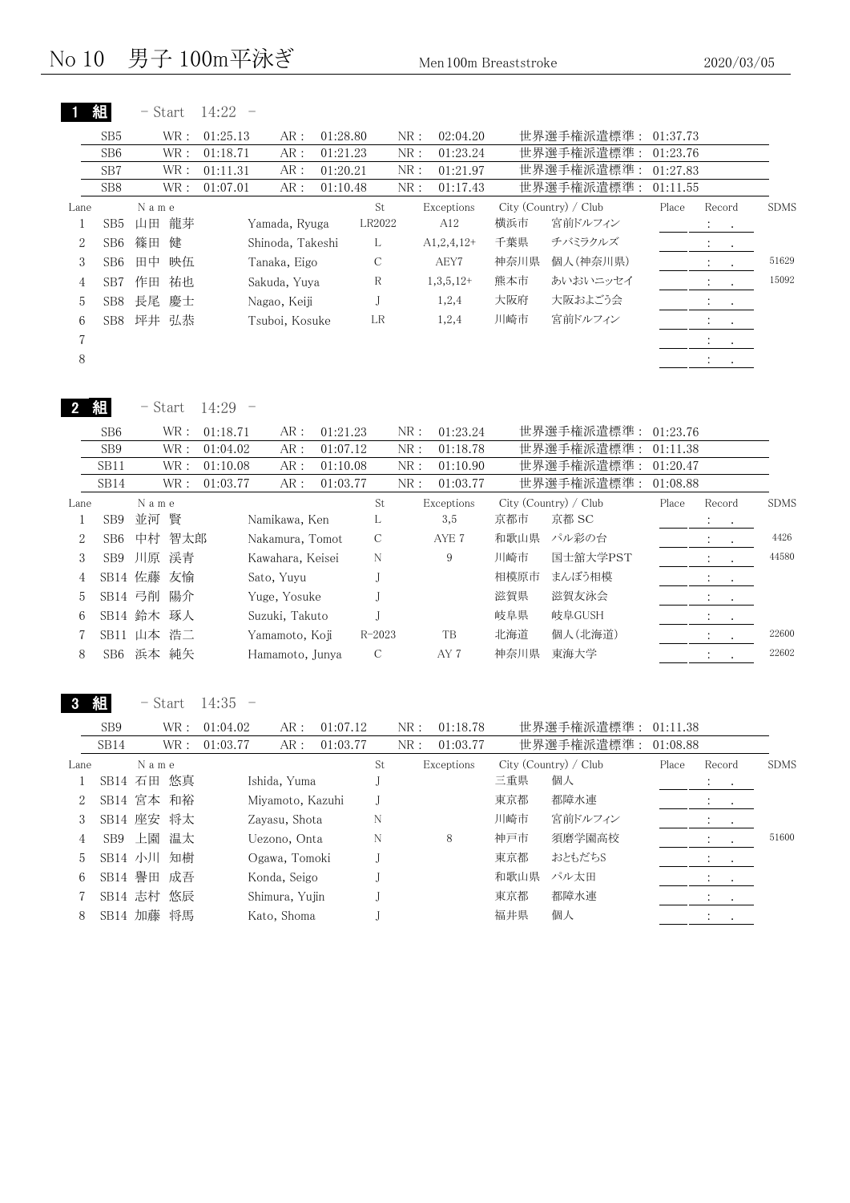# No 10　男子 100m平泳ぎ

Men 100m Breaststroke

2020/03/05

## 1 組　- Start 14:22 -

| | WR | AR | NR | 世界選手権派遣標準 |
|---|---|---|---|---|
| SB5 | 01:25.13 | 01:28.80 | 02:04.20 | 01:37.73 |
| SB6 | 01:18.71 | 01:21.23 | 01:23.24 | 01:23.76 |
| SB7 | 01:11.31 | 01:20.21 | 01:21.97 | 01:27.83 |
| SB8 | 01:07.01 | 01:10.48 | 01:17.43 | 01:11.55 |

| Lane | | Name | | St | Exceptions | City (Country) / Club | | Place | Record | SDMS |
|---|---|---|---|---|---|---|---|---|---|---|
| 1 | SB5 | 山田 龍芽 | Yamada, Ryuga | LR2022 | A12 | 横浜市 | 宮前ドルフィン | | : . | |
| 2 | SB6 | 篠田 健 | Shinoda, Takeshi | L | A1,2,4,12+ | 千葉県 | チバミラクルズ | | : . | |
| 3 | SB6 | 田中 映伍 | Tanaka, Eigo | C | AEY7 | 神奈川県 | 個人(神奈川県) | | : . | 51629 |
| 4 | SB7 | 作田 祐也 | Sakuda, Yuya | R | 1,3,5,12+ | 熊本市 | あいおいニッセイ | | : . | 15092 |
| 5 | SB8 | 長尾 慶士 | Nagao, Keiji | J | 1,2,4 | 大阪府 | 大阪およごう会 | | : . | |
| 6 | SB8 | 坪井 弘恭 | Tsuboi, Kosuke | LR | 1,2,4 | 川崎市 | 宮前ドルフィン | | : . | |
| 7 | | | | | | | | | : . | |
| 8 | | | | | | | | | : . | |

## 2 組　- Start 14:29 -

| | WR | AR | NR | 世界選手権派遣標準 |
|---|---|---|---|---|
| SB6 | 01:18.71 | 01:21.23 | 01:23.24 | 01:23.76 |
| SB9 | 01:04.02 | 01:07.12 | 01:18.78 | 01:11.38 |
| SB11 | 01:10.08 | 01:10.08 | 01:10.90 | 01:20.47 |
| SB14 | 01:03.77 | 01:03.77 | 01:03.77 | 01:08.88 |

| Lane | | Name | | St | Exceptions | City (Country) / Club | | Place | Record | SDMS |
|---|---|---|---|---|---|---|---|---|---|---|
| 1 | SB9 | 並河 賢 | Namikawa, Ken | L | 3,5 | 京都市 | 京都 SC | | : . | |
| 2 | SB6 | 中村 智太郎 | Nakamura, Tomot | C | AYE 7 | 和歌山県 | パル彩の台 | | : . | 4426 |
| 3 | SB9 | 川原 渓青 | Kawahara, Keisei | N | 9 | 川崎市 | 国士舘大学PST | | : . | 44580 |
| 4 | SB14 | 佐藤 友愉 | Sato, Yuyu | J | | 相模原市 | まんぼう相模 | | : . | |
| 5 | SB14 | 弓削 陽介 | Yuge, Yosuke | J | | 滋賀県 | 滋賀友泳会 | | : . | |
| 6 | SB14 | 鈴木 琢人 | Suzuki, Takuto | J | | 岐阜県 | 岐阜GUSH | | : . | |
| 7 | SB11 | 山本 浩二 | Yamamoto, Koji | R-2023 | TB | 北海道 | 個人(北海道) | | : . | 22600 |
| 8 | SB6 | 浜本 純矢 | Hamamoto, Junya | C | AY 7 | 神奈川県 | 東海大学 | | : . | 22602 |

## 3 組　- Start 14:35 -

| | WR | AR | NR | 世界選手権派遣標準 |
|---|---|---|---|---|
| SB9 | 01:04.02 | 01:07.12 | 01:18.78 | 01:11.38 |
| SB14 | 01:03.77 | 01:03.77 | 01:03.77 | 01:08.88 |

| Lane | | Name | | St | Exceptions | City (Country) / Club | | Place | Record | SDMS |
|---|---|---|---|---|---|---|---|---|---|---|
| 1 | SB14 | 石田 悠真 | Ishida, Yuma | J | | 三重県 | 個人 | | : . | |
| 2 | SB14 | 宮本 和裕 | Miyamoto, Kazuhi | J | | 東京都 | 都障水連 | | : . | |
| 3 | SB14 | 座安 将太 | Zayasu, Shota | N | | 川崎市 | 宮前ドルフィン | | : . | |
| 4 | SB9 | 上園 温太 | Uezono, Onta | N | 8 | 神戸市 | 須磨学園高校 | | : . | 51600 |
| 5 | SB14 | 小川 知樹 | Ogawa, Tomoki | J | | 東京都 | おともだちS | | : . | |
| 6 | SB14 | 譽田 成吾 | Konda, Seigo | J | | 和歌山県 | パル太田 | | : . | |
| 7 | SB14 | 志村 悠辰 | Shimura, Yujin | J | | 東京都 | 都障水連 | | : . | |
| 8 | SB14 | 加藤 将馬 | Kato, Shoma | J | | 福井県 | 個人 | | : . | |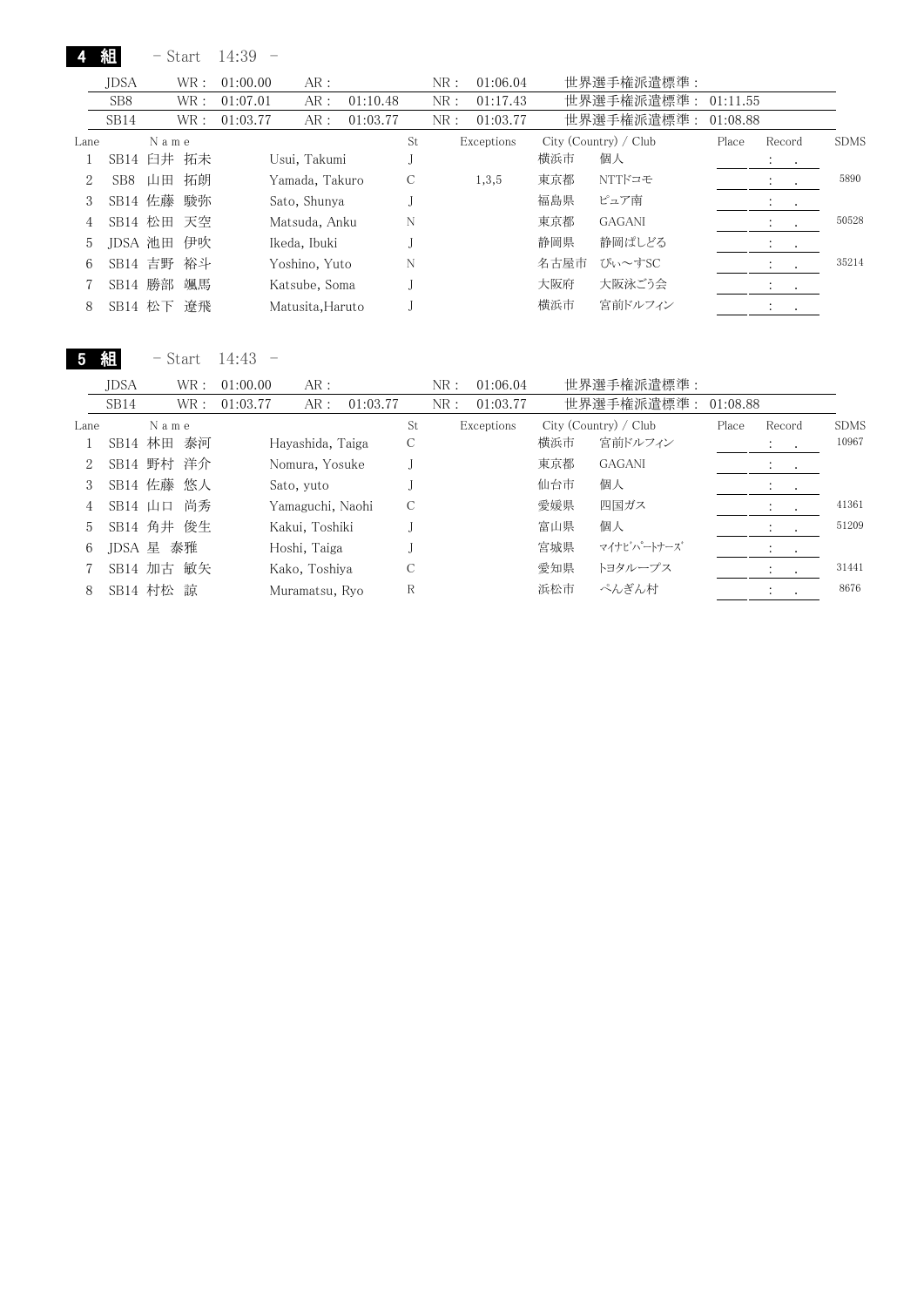## 4 組　－ Start　14:39　－

| | | | | | | |
|---|---|---|---|---|---|---|
| JDSA | WR： 01:00.00 | AR： | NR： 01:06.04 | 世界選手権派遣標準： | |
| SB8 | WR： 01:07.01 | AR： 01:10.48 | NR： 01:17.43 | 世界選手権派遣標準： 01:11.55 | |
| SB14 | WR： 01:03.77 | AR： 01:03.77 | NR： 01:03.77 | 世界選手権派遣標準： 01:08.88 | |

| Lane | Class | Name | | St | Exceptions | City (Country) / Club | | Place | Record | SDMS |
|---|---|---|---|---|---|---|---|---|---|---|
| 1 | SB14 | 臼井　拓未 | Usui, Takumi | J | | 横浜市 | 個人 | | ： . | |
| 2 | SB8 | 山田　拓朗 | Yamada, Takuro | C | 1,3,5 | 東京都 | NTTドコモ | | ： . | 5890 |
| 3 | SB14 | 佐藤　駿弥 | Sato, Shunya | J | | 福島県 | ピュア南 | | ： . | |
| 4 | SB14 | 松田　天空 | Matsuda, Anku | N | | 東京都 | GAGANI | | ： . | 50528 |
| 5 | JDSA | 池田　伊吹 | Ikeda, Ibuki | J | | 静岡県 | 静岡ぱしどる | | ： . | |
| 6 | SB14 | 吉野　裕斗 | Yoshino, Yuto | N | | 名古屋市 | ぴぃ～すSC | | ： . | 35214 |
| 7 | SB14 | 勝部　颯馬 | Katsube, Soma | J | | 大阪府 | 大阪泳ごう会 | | ： . | |
| 8 | SB14 | 松下　遼飛 | Matusita,Haruto | J | | 横浜市 | 宮前ドルフィン | | ： . | |

## 5 組　－ Start　14:43　－

| | | | | | |
|---|---|---|---|---|---|
| JDSA | WR： 01:00.00 | AR： | NR： 01:06.04 | 世界選手権派遣標準： | |
| SB14 | WR： 01:03.77 | AR： 01:03.77 | NR： 01:03.77 | 世界選手権派遣標準： 01:08.88 | |

| Lane | Class | Name | | St | Exceptions | City (Country) / Club | | Place | Record | SDMS |
|---|---|---|---|---|---|---|---|---|---|---|
| 1 | SB14 | 林田　泰河 | Hayashida, Taiga | C | | 横浜市 | 宮前ドルフィン | | ： . | 10967 |
| 2 | SB14 | 野村　洋介 | Nomura, Yosuke | J | | 東京都 | GAGANI | | ： . | |
| 3 | SB14 | 佐藤　悠人 | Sato, yuto | J | | 仙台市 | 個人 | | ： . | |
| 4 | SB14 | 山口　尚秀 | Yamaguchi, Naohi | C | | 愛媛県 | 四国ガス | | ： . | 41361 |
| 5 | SB14 | 角井　俊生 | Kakui, Toshiki | J | | 富山県 | 個人 | | ： . | 51209 |
| 6 | JDSA | 星　泰雅 | Hoshi, Taiga | J | | 宮城県 | ﾏｲﾅﾋﾞﾊﾟｰﾄﾅｰｽﾞ | | ： . | |
| 7 | SB14 | 加古　敏矢 | Kako, Toshiya | C | | 愛知県 | トヨタループス | | ： . | 31441 |
| 8 | SB14 | 村松　諒 | Muramatsu, Ryo | R | | 浜松市 | ぺんぎん村 | | ： . | 8676 |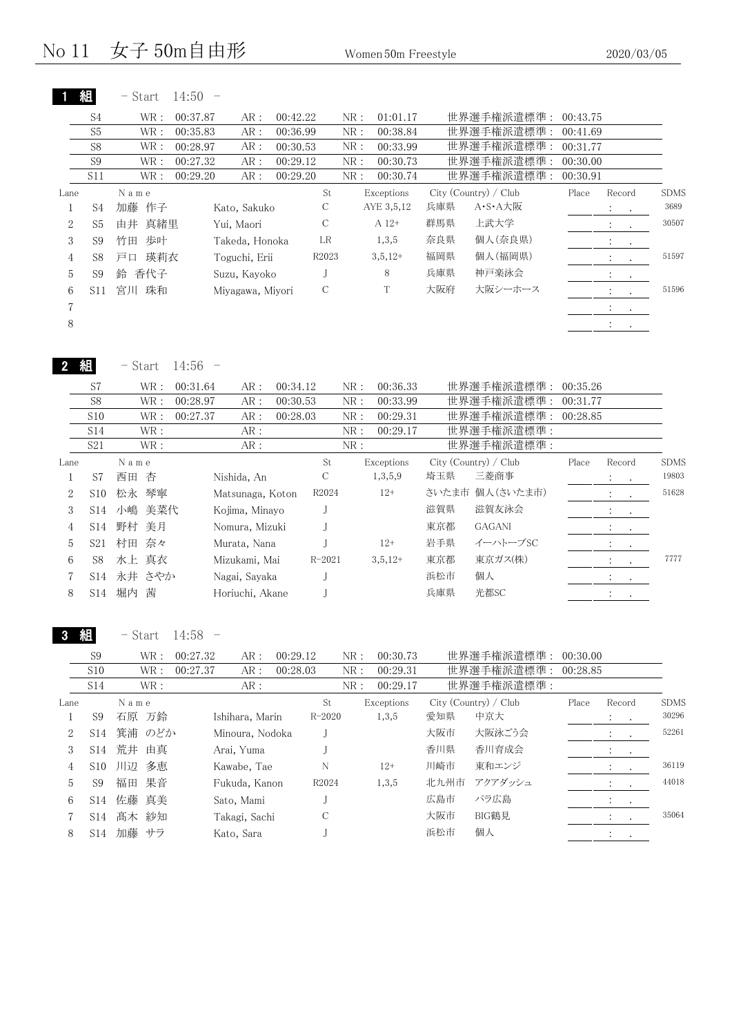# No 11　女子 50m自由形　Women 50m Freestyle　2020/03/05

## 1 組　- Start 14:50 -

| | WR | AR | NR | 世界選手権派遣標準 |
|---|---|---|---|---|
| S4 | 00:37.87 | 00:42.22 | 01:01.17 | 00:43.75 |
| S5 | 00:35.83 | 00:36.99 | 00:38.84 | 00:41.69 |
| S8 | 00:28.97 | 00:30.53 | 00:33.99 | 00:31.77 |
| S9 | 00:27.32 | 00:29.12 | 00:30.73 | 00:30.00 |
| S11 | 00:29.20 | 00:29.20 | 00:30.74 | 00:30.91 |

| Lane | | Name | | St | Exceptions | City (Country) / Club | | Place | Record | SDMS |
|---|---|---|---|---|---|---|---|---|---|---|
| 1 | S4 | 加藤 作子 | Kato, Sakuko | C | AYE 3,5,12 | 兵庫県 | A･S･A大阪 | | : . | 3689 |
| 2 | S5 | 由井 真緒里 | Yui, Maori | C | A 12+ | 群馬県 | 上武大学 | | : . | 30507 |
| 3 | S9 | 竹田 歩叶 | Takeda, Honoka | LR | 1,3,5 | 奈良県 | 個人(奈良県) | | : . | |
| 4 | S8 | 戸口 瑛莉衣 | Toguchi, Erii | R2023 | 3,5,12+ | 福岡県 | 個人(福岡県) | | : . | 51597 |
| 5 | S9 | 鈴 香代子 | Suzu, Kayoko | J | 8 | 兵庫県 | 神戸楽泳会 | | : . | |
| 6 | S11 | 宮川 珠和 | Miyagawa, Miyori | C | T | 大阪府 | 大阪シーホース | | : . | 51596 |
| 7 | | | | | | | | | : . | |
| 8 | | | | | | | | | : . | |

## 2 組　- Start 14:56 -

| | WR | AR | NR | 世界選手権派遣標準 |
|---|---|---|---|---|
| S7 | 00:31.64 | 00:34.12 | 00:36.33 | 00:35.26 |
| S8 | 00:28.97 | 00:30.53 | 00:33.99 | 00:31.77 |
| S10 | 00:27.37 | 00:28.03 | 00:29.31 | 00:28.85 |
| S14 | | | 00:29.17 | |
| S21 | | | | |

| Lane | | Name | | St | Exceptions | City (Country) / Club | | Place | Record | SDMS |
|---|---|---|---|---|---|---|---|---|---|---|
| 1 | S7 | 西田 杏 | Nishida, An | C | 1,3,5,9 | 埼玉県 | 三菱商事 | | : . | 19803 |
| 2 | S10 | 松永 琴寧 | Matsunaga, Koton | R2024 | 12+ | さいたま市 | 個人(さいたま市) | | : . | 51628 |
| 3 | S14 | 小嶋 美菜代 | Kojima, Minayo | J | | 滋賀県 | 滋賀友泳会 | | : . | |
| 4 | S14 | 野村 美月 | Nomura, Mizuki | J | | 東京都 | GAGANI | | : . | |
| 5 | S21 | 村田 奈々 | Murata, Nana | J | 12+ | 岩手県 | イーハトーブSC | | : . | |
| 6 | S8 | 水上 真衣 | Mizukami, Mai | R-2021 | 3,5,12+ | 東京都 | 東京ガス(株) | | : . | 7777 |
| 7 | S14 | 永井 さやか | Nagai, Sayaka | J | | 浜松市 | 個人 | | : . | |
| 8 | S14 | 堀内 茜 | Horiuchi, Akane | J | | 兵庫県 | 光都SC | | : . | |

## 3 組　- Start 14:58 -

| | WR | AR | NR | 世界選手権派遣標準 |
|---|---|---|---|---|
| S9 | 00:27.32 | 00:29.12 | 00:30.73 | 00:30.00 |
| S10 | 00:27.37 | 00:28.03 | 00:29.31 | 00:28.85 |
| S14 | | | 00:29.17 | |

| Lane | | Name | | St | Exceptions | City (Country) / Club | | Place | Record | SDMS |
|---|---|---|---|---|---|---|---|---|---|---|
| 1 | S9 | 石原 万鈴 | Ishihara, Marin | R-2020 | 1,3,5 | 愛知県 | 中京大 | | : . | 30296 |
| 2 | S14 | 箕浦 のどか | Minoura, Nodoka | J | | 大阪市 | 大阪泳ごう会 | | : . | 52261 |
| 3 | S14 | 荒井 由真 | Arai, Yuma | J | | 香川県 | 香川育成会 | | : . | |
| 4 | S10 | 川辺 多恵 | Kawabe, Tae | N | 12+ | 川崎市 | 東和エンジ | | : . | 36119 |
| 5 | S9 | 福田 果音 | Fukuda, Kanon | R2024 | 1,3,5 | 北九州市 | アクアダッシュ | | : . | 44018 |
| 6 | S14 | 佐藤 真美 | Sato, Mami | J | | 広島市 | パラ広島 | | : . | |
| 7 | S14 | 髙木 紗知 | Takagi, Sachi | C | | 大阪市 | BIG鶴見 | | : . | 35064 |
| 8 | S14 | 加藤 サラ | Kato, Sara | J | | 浜松市 | 個人 | | : . | |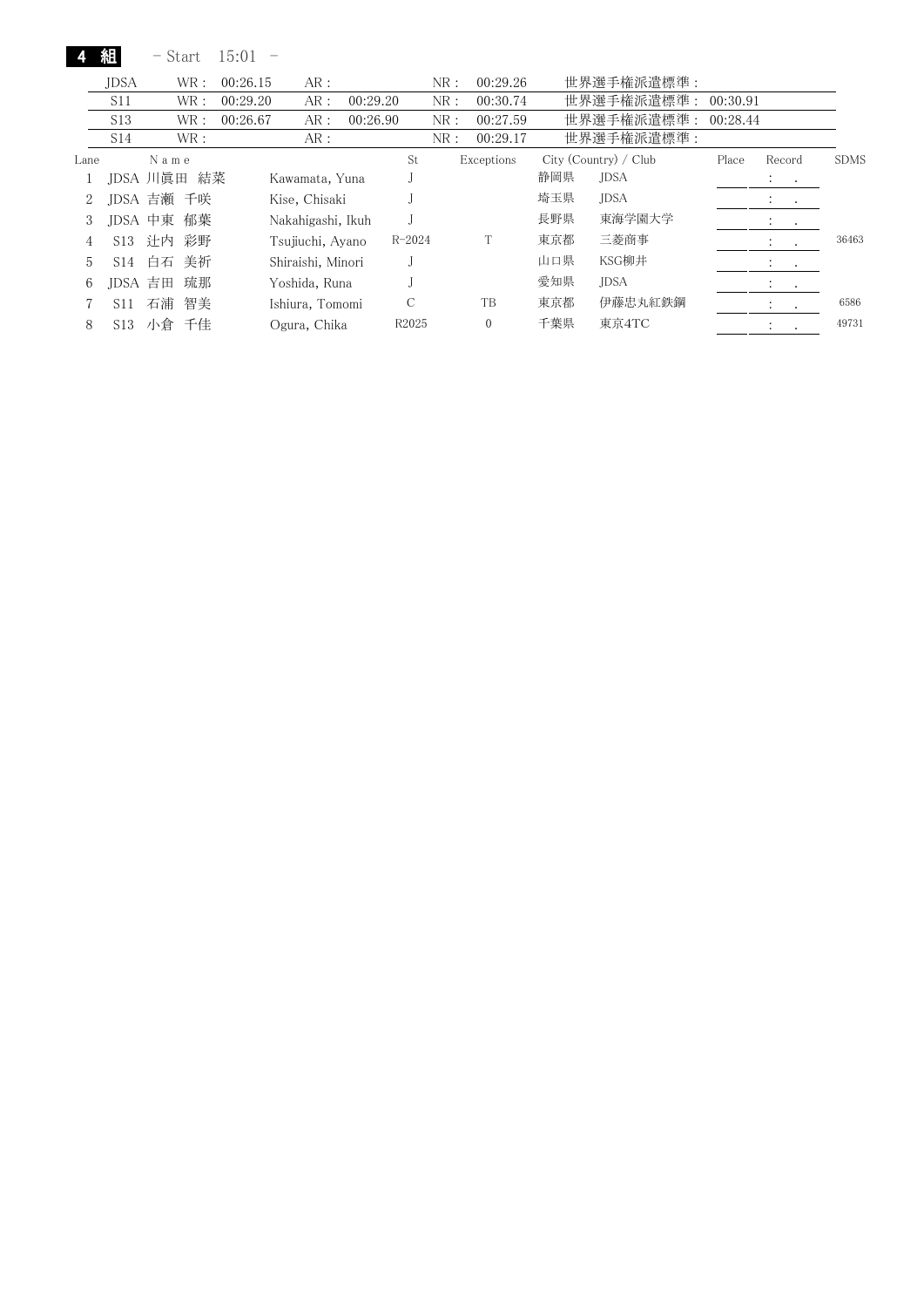**4 組** - Start 15:01 -

| | WR : | AR : | NR : | 世界選手権派遣標準 : |
|---|---|---|---|---|
| JDSA | 00:26.15 | | 00:29.26 | |
| S11 | 00:29.20 | 00:29.20 | 00:30.74 | 00:30.91 |
| S13 | 00:26.67 | 00:26.90 | 00:27.59 | 00:28.44 |
| S14 | | | 00:29.17 | |

| Lane | | Name | | St | Exceptions | City (Country) / Club | | Place | Record | SDMS |
|---|---|---|---|---|---|---|---|---|---|---|
| 1 | JDSA | 川眞田 結菜 | Kawamata, Yuna | J | | 静岡県 | JDSA | | : . | |
| 2 | JDSA | 吉瀬 千咲 | Kise, Chisaki | J | | 埼玉県 | JDSA | | : . | |
| 3 | JDSA | 中東 郁葉 | Nakahigashi, Ikuh | J | | 長野県 | 東海学園大学 | | : . | |
| 4 | S13 | 辻内 彩野 | Tsujiuchi, Ayano | R-2024 | T | 東京都 | 三菱商事 | | : . | 36463 |
| 5 | S14 | 白石 美祈 | Shiraishi, Minori | J | | 山口県 | KSG柳井 | | : . | |
| 6 | JDSA | 吉田 琉那 | Yoshida, Runa | J | | 愛知県 | JDSA | | : . | |
| 7 | S11 | 石浦 智美 | Ishiura, Tomomi | C | TB | 東京都 | 伊藤忠丸紅鉄鋼 | | : . | 6586 |
| 8 | S13 | 小倉 千佳 | Ogura, Chika | R2025 | 0 | 千葉県 | 東京4TC | | : . | 49731 |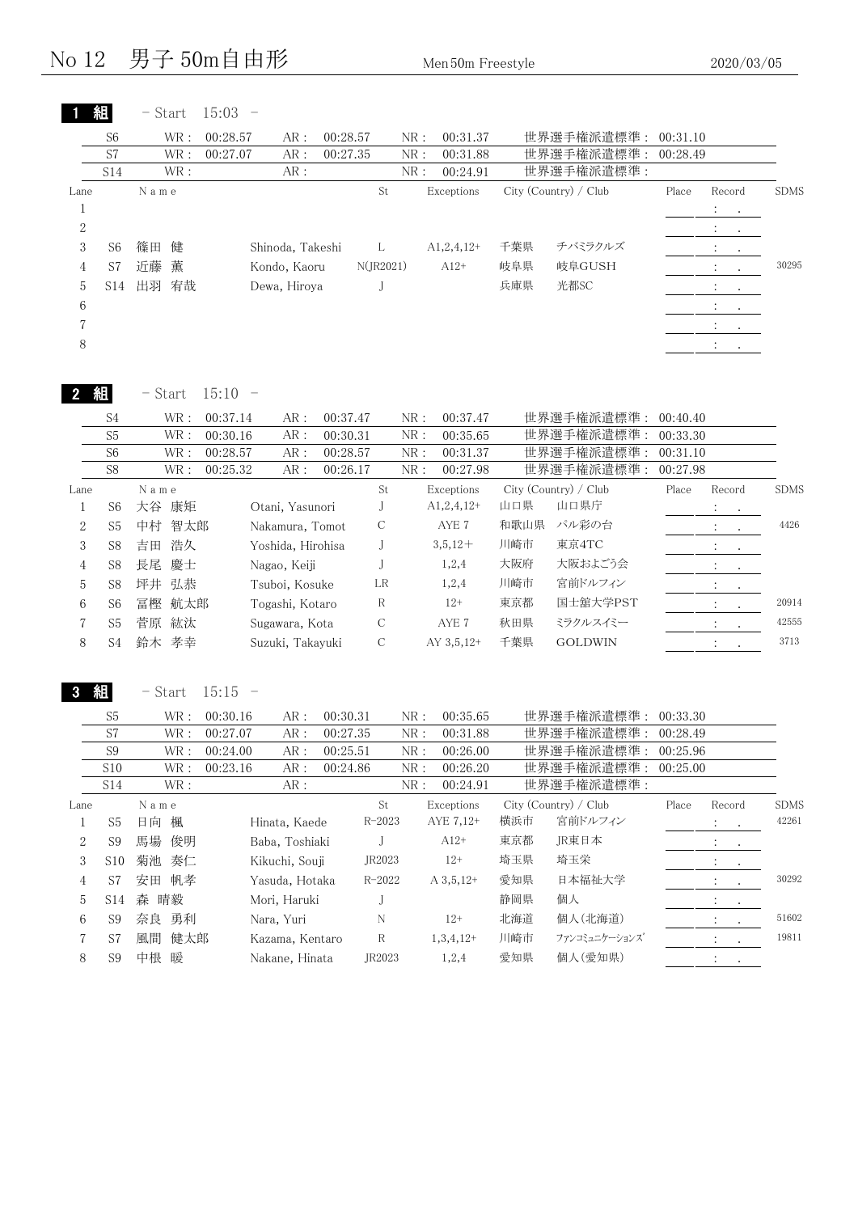# No 12　男子 50m自由形

Men 50m Freestyle　　2020/03/05

## 1 組　- Start 15:03 -

| | WR | AR | NR | 世界選手権派遣標準 |
|---|---|---|---|---|
| S6 | 00:28.57 | 00:28.57 | 00:31.37 | 00:31.10 |
| S7 | 00:27.07 | 00:27.35 | 00:31.88 | 00:28.49 |
| S14 | | | 00:24.91 | |

| Lane | | Name | | St | Exceptions | City (Country) / Club | | Place | Record | SDMS |
|---|---|---|---|---|---|---|---|---|---|---|
| 1 | | | | | | | | | : . | |
| 2 | | | | | | | | | : . | |
| 3 | S6 | 篠田 健 | Shinoda, Takeshi | L | A1,2,4,12+ | 千葉県 | チバミラクルズ | | : . | |
| 4 | S7 | 近藤 薫 | Kondo, Kaoru | N(JR2021) | A12+ | 岐阜県 | 岐阜GUSH | | : . | 30295 |
| 5 | S14 | 出羽 宥哉 | Dewa, Hiroya | J | | 兵庫県 | 光都SC | | : . | |
| 6 | | | | | | | | | : . | |
| 7 | | | | | | | | | : . | |
| 8 | | | | | | | | | : . | |

## 2 組　- Start 15:10 -

| | WR | AR | NR | 世界選手権派遣標準 |
|---|---|---|---|---|
| S4 | 00:37.14 | 00:37.47 | 00:37.47 | 00:40.40 |
| S5 | 00:30.16 | 00:30.31 | 00:35.65 | 00:33.30 |
| S6 | 00:28.57 | 00:28.57 | 00:31.37 | 00:31.10 |
| S8 | 00:25.32 | 00:26.17 | 00:27.98 | 00:27.98 |

| Lane | | Name | | St | Exceptions | City (Country) / Club | | Place | Record | SDMS |
|---|---|---|---|---|---|---|---|---|---|---|
| 1 | S6 | 大谷 康矩 | Otani, Yasunori | J | A1,2,4,12+ | 山口県 | 山口県庁 | | : . | |
| 2 | S5 | 中村 智太郎 | Nakamura, Tomot | C | AYE 7 | 和歌山県 | パル彩の台 | | : . | 4426 |
| 3 | S8 | 吉田 浩久 | Yoshida, Hirohisa | J | 3,5,12+ | 川崎市 | 東京4TC | | : . | |
| 4 | S8 | 長尾 慶士 | Nagao, Keiji | J | 1,2,4 | 大阪府 | 大阪およごう会 | | : . | |
| 5 | S8 | 坪井 弘恭 | Tsuboi, Kosuke | LR | 1,2,4 | 川崎市 | 宮前ドルフィン | | : . | |
| 6 | S6 | 冨樫 航太郎 | Togashi, Kotaro | R | 12+ | 東京都 | 国士舘大学PST | | : . | 20914 |
| 7 | S5 | 菅原 紘汰 | Sugawara, Kota | C | AYE 7 | 秋田県 | ミラクルスイミー | | : . | 42555 |
| 8 | S4 | 鈴木 孝幸 | Suzuki, Takayuki | C | AY 3,5,12+ | 千葉県 | GOLDWIN | | : . | 3713 |

## 3 組　- Start 15:15 -

| | WR | AR | NR | 世界選手権派遣標準 |
|---|---|---|---|---|
| S5 | 00:30.16 | 00:30.31 | 00:35.65 | 00:33.30 |
| S7 | 00:27.07 | 00:27.35 | 00:31.88 | 00:28.49 |
| S9 | 00:24.00 | 00:25.51 | 00:26.00 | 00:25.96 |
| S10 | 00:23.16 | 00:24.86 | 00:26.20 | 00:25.00 |
| S14 | | | 00:24.91 | |

| Lane | | Name | | St | Exceptions | City (Country) / Club | | Place | Record | SDMS |
|---|---|---|---|---|---|---|---|---|---|---|
| 1 | S5 | 日向 楓 | Hinata, Kaede | R-2023 | AYE 7,12+ | 横浜市 | 宮前ドルフィン | | : . | 42261 |
| 2 | S9 | 馬場 俊明 | Baba, Toshiaki | J | A12+ | 東京都 | JR東日本 | | : . | |
| 3 | S10 | 菊池 奏仁 | Kikuchi, Souji | JR2023 | 12+ | 埼玉県 | 埼玉栄 | | : . | |
| 4 | S7 | 安田 帆孝 | Yasuda, Hotaka | R-2022 | A 3,5,12+ | 愛知県 | 日本福祉大学 | | : . | 30292 |
| 5 | S14 | 森 晴毅 | Mori, Haruki | J | | 静岡県 | 個人 | | : . | |
| 6 | S9 | 奈良 勇利 | Nara, Yuri | N | 12+ | 北海道 | 個人(北海道) | | : . | 51602 |
| 7 | S7 | 風間 健太郎 | Kazama, Kentaro | R | 1,3,4,12+ | 川崎市 | ファンコミュニケーションズ | | : . | 19811 |
| 8 | S9 | 中根 暖 | Nakane, Hinata | JR2023 | 1,2,4 | 愛知県 | 個人(愛知県) | | : . | |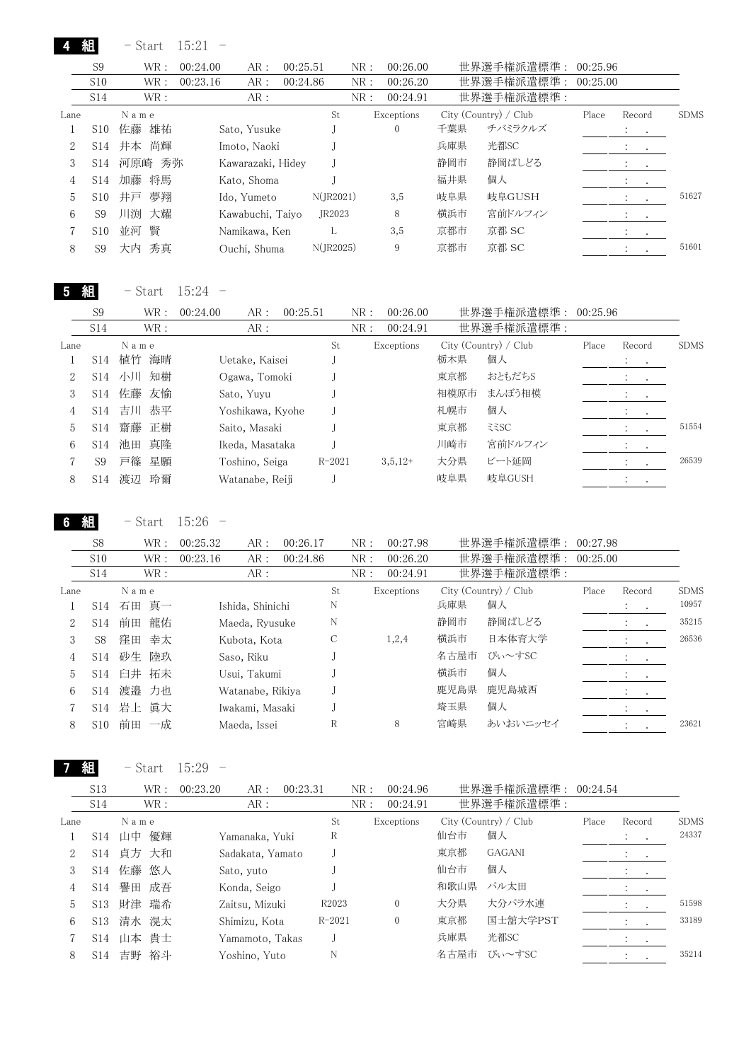## 4 組 - Start 15:21 -

| | WR : | | AR : | | NR : | | 世界選手権派遣標準 : | |
|---|---|---|---|---|---|---|---|---|
| S9 | WR : | 00:24.00 | AR : | 00:25.51 | NR : | 00:26.00 | 世界選手権派遣標準 : | 00:25.96 |
| S10 | WR : | 00:23.16 | AR : | 00:24.86 | NR : | 00:26.20 | 世界選手権派遣標準 : | 00:25.00 |
| S14 | WR : | | AR : | | NR : | 00:24.91 | 世界選手権派遣標準 : | |

| Lane | | Name | | St | Exceptions | City (Country) / Club | | Place | Record | SDMS |
|---|---|---|---|---|---|---|---|---|---|---|
| 1 | S10 | 佐藤 雄祐 | Sato, Yusuke | J | 0 | 千葉県 | チバミラクルズ | | : . | |
| 2 | S14 | 井本 尚輝 | Imoto, Naoki | J | | 兵庫県 | 光都SC | | : . | |
| 3 | S14 | 河原崎 秀弥 | Kawarazaki, Hidey | J | | 静岡市 | 静岡ぱしどる | | : . | |
| 4 | S14 | 加藤 将馬 | Kato, Shoma | J | | 福井県 | 個人 | | : . | |
| 5 | S10 | 井戸 夢翔 | Ido, Yumeto | N(JR2021) | 3,5 | 岐阜県 | 岐阜GUSH | | : . | 51627 |
| 6 | S9 | 川渕 大耀 | Kawabuchi, Taiyo | JR2023 | 8 | 横浜市 | 宮前ドルフィン | | : . | |
| 7 | S10 | 並河 賢 | Namikawa, Ken | L | 3,5 | 京都市 | 京都 SC | | : . | |
| 8 | S9 | 大内 秀真 | Ouchi, Shuma | N(JR2025) | 9 | 京都市 | 京都 SC | | : . | 51601 |

## 5 組 - Start 15:24 -

| | WR : | | AR : | | NR : | | 世界選手権派遣標準 : | |
|---|---|---|---|---|---|---|---|---|
| S9 | WR : | 00:24.00 | AR : | 00:25.51 | NR : | 00:26.00 | 世界選手権派遣標準 : | 00:25.96 |
| S14 | WR : | | AR : | | NR : | 00:24.91 | 世界選手権派遣標準 : | |

| Lane | | Name | | St | Exceptions | City (Country) / Club | | Place | Record | SDMS |
|---|---|---|---|---|---|---|---|---|---|---|
| 1 | S14 | 植竹 海晴 | Uetake, Kaisei | J | | 栃木県 | 個人 | | : . | |
| 2 | S14 | 小川 知樹 | Ogawa, Tomoki | J | | 東京都 | おともだちS | | : . | |
| 3 | S14 | 佐藤 友愉 | Sato, Yuyu | J | | 相模原市 | まんぼう相模 | | : . | |
| 4 | S14 | 吉川 恭平 | Yoshikawa, Kyohe | J | | 札幌市 | 個人 | | : . | |
| 5 | S14 | 齋藤 正樹 | Saito, Masaki | J | | 東京都 | ミミSC | | : . | 51554 |
| 6 | S14 | 池田 真隆 | Ikeda, Masataka | J | | 川崎市 | 宮前ドルフィン | | : . | |
| 7 | S9 | 戸篠 星願 | Toshino, Seiga | R-2021 | 3,5,12+ | 大分県 | ビート延岡 | | : . | 26539 |
| 8 | S14 | 渡辺 玲爾 | Watanabe, Reiji | J | | 岐阜県 | 岐阜GUSH | | : . | |

## 6 組 - Start 15:26 -

| | WR : | | AR : | | NR : | | 世界選手権派遣標準 : | |
|---|---|---|---|---|---|---|---|---|
| S8 | WR : | 00:25.32 | AR : | 00:26.17 | NR : | 00:27.98 | 世界選手権派遣標準 : | 00:27.98 |
| S10 | WR : | 00:23.16 | AR : | 00:24.86 | NR : | 00:26.20 | 世界選手権派遣標準 : | 00:25.00 |
| S14 | WR : | | AR : | | NR : | 00:24.91 | 世界選手権派遣標準 : | |

| Lane | | Name | | St | Exceptions | City (Country) / Club | | Place | Record | SDMS |
|---|---|---|---|---|---|---|---|---|---|---|
| 1 | S14 | 石田 真一 | Ishida, Shinichi | N | | 兵庫県 | 個人 | | : . | 10957 |
| 2 | S14 | 前田 龍佑 | Maeda, Ryusuke | N | | 静岡市 | 静岡ぱしどる | | : . | 35215 |
| 3 | S8 | 窪田 幸太 | Kubota, Kota | C | 1,2,4 | 横浜市 | 日本体育大学 | | : . | 26536 |
| 4 | S14 | 砂生 陸玖 | Saso, Riku | J | | 名古屋市 | ぴぃ～すSC | | : . | |
| 5 | S14 | 臼井 拓未 | Usui, Takumi | J | | 横浜市 | 個人 | | : . | |
| 6 | S14 | 渡邉 力也 | Watanabe, Rikiya | J | | 鹿児島県 | 鹿児島城西 | | : . | |
| 7 | S14 | 岩上 眞大 | Iwakami, Masaki | J | | 埼玉県 | 個人 | | : . | |
| 8 | S10 | 前田 一成 | Maeda, Issei | R | 8 | 宮崎県 | あいおいニッセイ | | : . | 23621 |

## 7 組 - Start 15:29 -

| | WR : | | AR : | | NR : | | 世界選手権派遣標準 : | |
|---|---|---|---|---|---|---|---|---|
| S13 | WR : | 00:23.20 | AR : | 00:23.31 | NR : | 00:24.96 | 世界選手権派遣標準 : | 00:24.54 |
| S14 | WR : | | AR : | | NR : | 00:24.91 | 世界選手権派遣標準 : | |

| Lane | | Name | | St | Exceptions | City (Country) / Club | | Place | Record | SDMS |
|---|---|---|---|---|---|---|---|---|---|---|
| 1 | S14 | 山中 優輝 | Yamanaka, Yuki | R | | 仙台市 | 個人 | | : . | 24337 |
| 2 | S14 | 貞方 大和 | Sadakata, Yamato | J | | 東京都 | GAGANI | | : . | |
| 3 | S14 | 佐藤 悠人 | Sato, yuto | J | | 仙台市 | 個人 | | : . | |
| 4 | S14 | 譽田 成吾 | Konda, Seigo | J | | 和歌山県 | パル太田 | | : . | |
| 5 | S13 | 財津 瑞希 | Zaitsu, Mizuki | R2023 | 0 | 大分県 | 大分パラ水連 | | : . | 51598 |
| 6 | S13 | 清水 滉太 | Shimizu, Kota | R-2021 | 0 | 東京都 | 国士舘大学PST | | : . | 33189 |
| 7 | S14 | 山本 貴士 | Yamamoto, Takas | J | | 兵庫県 | 光都SC | | : . | |
| 8 | S14 | 吉野 裕斗 | Yoshino, Yuto | N | | 名古屋市 | ぴぃ～すSC | | : . | 35214 |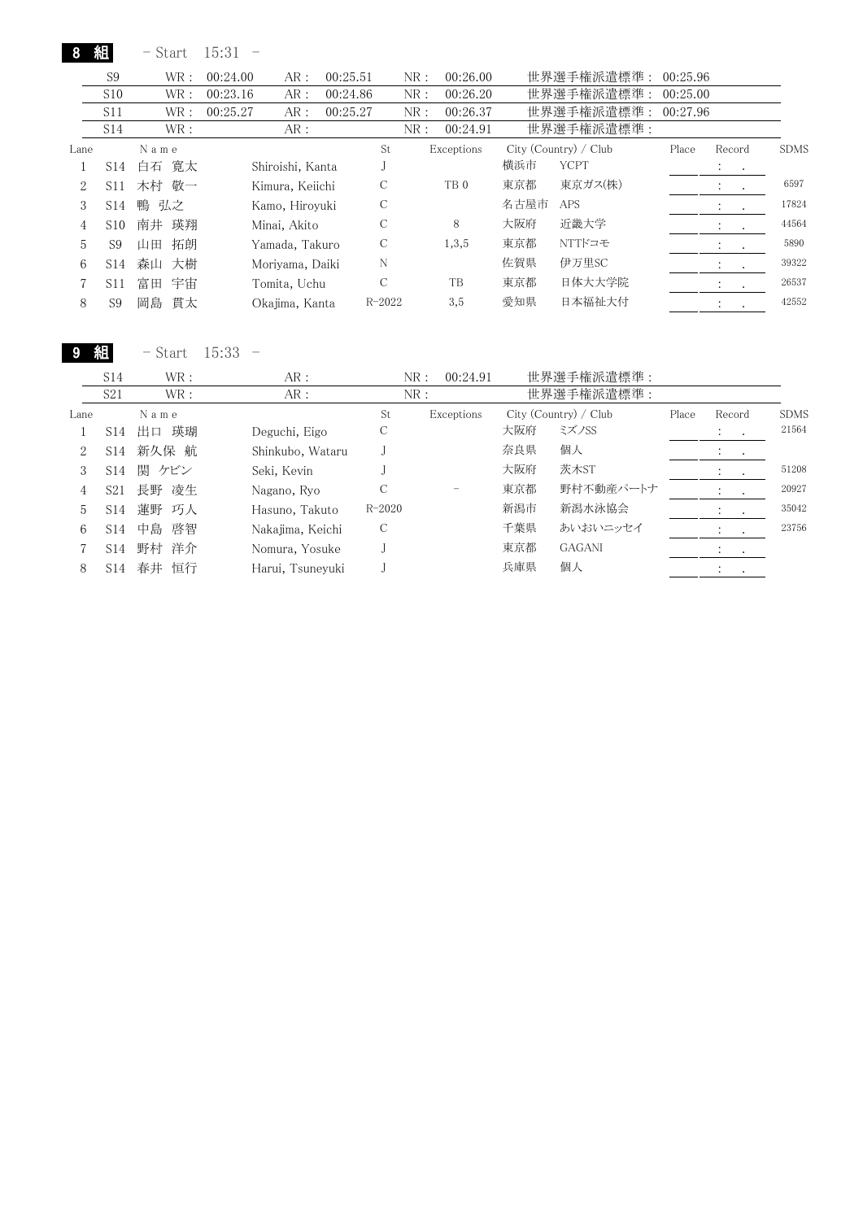## 8 組 - Start 15:31 -

| | WR : | | AR : | | NR : | | 世界選手権派遣標準 : | |
|---|---|---|---|---|---|---|---|---|
| S9 | WR : | 00:24.00 | AR : | 00:25.51 | NR : | 00:26.00 | 世界選手権派遣標準 : | 00:25.96 |
| S10 | WR : | 00:23.16 | AR : | 00:24.86 | NR : | 00:26.20 | 世界選手権派遣標準 : | 00:25.00 |
| S11 | WR : | 00:25.27 | AR : | 00:25.27 | NR : | 00:26.37 | 世界選手権派遣標準 : | 00:27.96 |
| S14 | WR : | | AR : | | NR : | 00:24.91 | 世界選手権派遣標準 : | |

| Lane | | Name | | St | Exceptions | City (Country) / Club | | Place | Record | SDMS |
|---|---|---|---|---|---|---|---|---|---|---|
| 1 | S14 | 白石 寛太 | Shiroishi, Kanta | J | | 横浜市 | YCPT | | : . | |
| 2 | S11 | 木村 敬一 | Kimura, Keiichi | C | TB 0 | 東京都 | 東京ガス(株) | | : . | 6597 |
| 3 | S14 | 鴨 弘之 | Kamo, Hiroyuki | C | | 名古屋市 | APS | | : . | 17824 |
| 4 | S10 | 南井 瑛翔 | Minai, Akito | C | 8 | 大阪府 | 近畿大学 | | : . | 44564 |
| 5 | S9 | 山田 拓朗 | Yamada, Takuro | C | 1,3,5 | 東京都 | NTTドコモ | | : . | 5890 |
| 6 | S14 | 森山 大樹 | Moriyama, Daiki | N | | 佐賀県 | 伊万里SC | | : . | 39322 |
| 7 | S11 | 富田 宇宙 | Tomita, Uchu | C | TB | 東京都 | 日体大大学院 | | : . | 26537 |
| 8 | S9 | 岡島 貫太 | Okajima, Kanta | R-2022 | 3,5 | 愛知県 | 日本福祉大付 | | : . | 42552 |

## 9 組 - Start 15:33 -

| | WR : | | AR : | | NR : | | 世界選手権派遣標準 : | |
|---|---|---|---|---|---|---|---|---|
| S14 | WR : | | AR : | | NR : | 00:24.91 | 世界選手権派遣標準 : | |
| S21 | WR : | | AR : | | NR : | | 世界選手権派遣標準 : | |

| Lane | | Name | | St | Exceptions | City (Country) / Club | | Place | Record | SDMS |
|---|---|---|---|---|---|---|---|---|---|---|
| 1 | S14 | 出口 瑛瑚 | Deguchi, Eigo | C | | 大阪府 | ミズノSS | | : . | 21564 |
| 2 | S14 | 新久保 航 | Shinkubo, Wataru | J | | 奈良県 | 個人 | | : . | |
| 3 | S14 | 関 ケビン | Seki, Kevin | J | | 大阪府 | 茨木ST | | : . | 51208 |
| 4 | S21 | 長野 凌生 | Nagano, Ryo | C | - | 東京都 | 野村不動産パートナ | | : . | 20927 |
| 5 | S14 | 蓮野 巧人 | Hasuno, Takuto | R-2020 | | 新潟市 | 新潟水泳協会 | | : . | 35042 |
| 6 | S14 | 中島 啓智 | Nakajima, Keichi | C | | 千葉県 | あいおいニッセイ | | : . | 23756 |
| 7 | S14 | 野村 洋介 | Nomura, Yosuke | J | | 東京都 | GAGANI | | : . | |
| 8 | S14 | 春井 恒行 | Harui, Tsuneyuki | J | | 兵庫県 | 個人 | | : . | |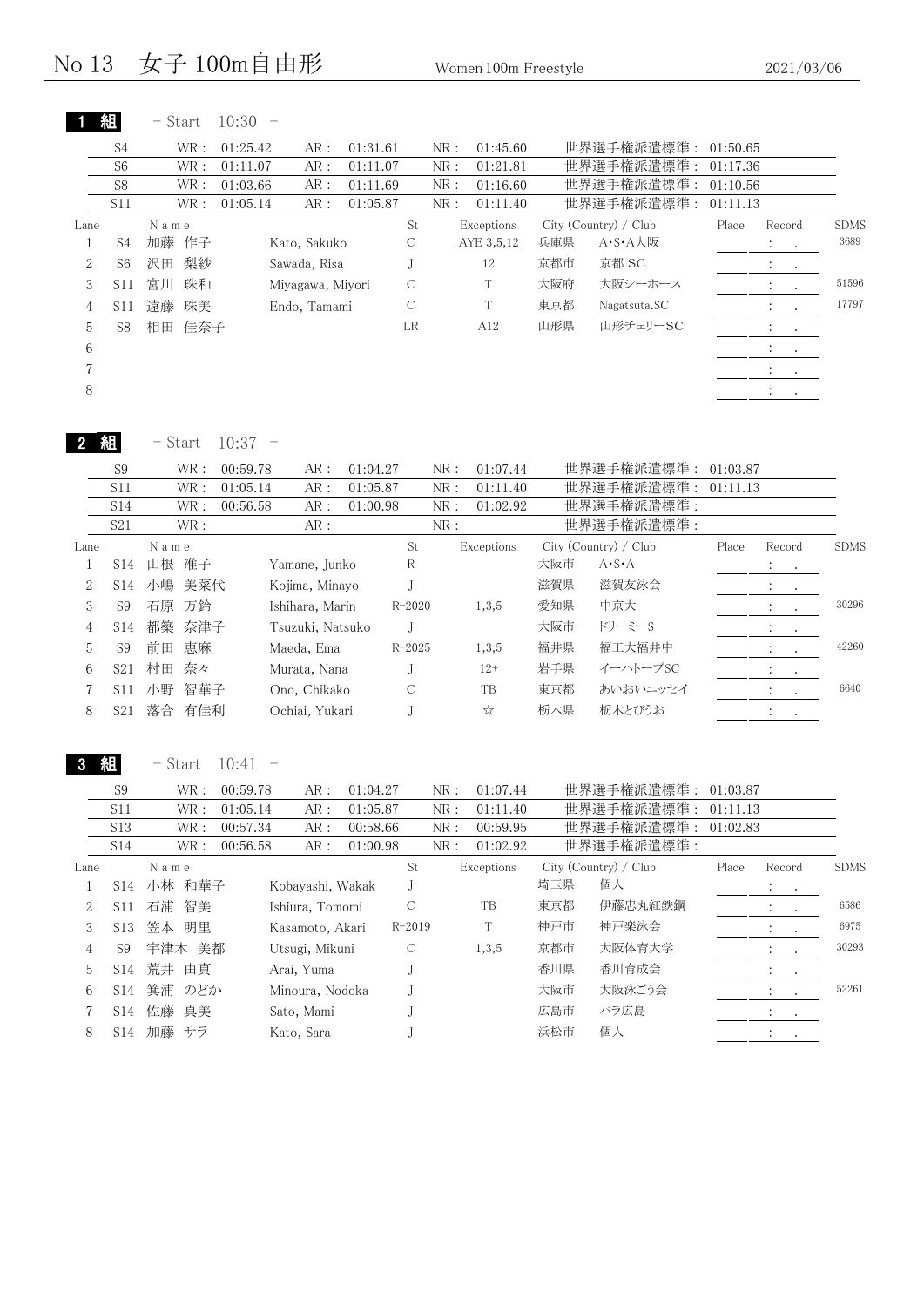# No 13 女子 100m自由形

Women 100m Freestyle

2021/03/06

## 1 組 - Start 10:30 -

| Class | WR | AR | NR | 世界選手権派遣標準 |
|---|---|---|---|---|
| S4 | 01:25.42 | 01:31.61 | 01:45.60 | 01:50.65 |
| S6 | 01:11.07 | 01:11.07 | 01:21.81 | 01:17.36 |
| S8 | 01:03.66 | 01:11.69 | 01:16.60 | 01:10.56 |
| S11 | 01:05.14 | 01:05.87 | 01:11.40 | 01:11.13 |

| Lane | Class | Name | Name | St | Exceptions | City (Country) | Club | Place | Record | SDMS |
|---|---|---|---|---|---|---|---|---|---|---|
| 1 | S4 | 加藤 作子 | Kato, Sakuko | C | AYE 3,5,12 | 兵庫県 | A・S・A大阪 | | : . | 3689 |
| 2 | S6 | 沢田 梨紗 | Sawada, Risa | J | 12 | 京都市 | 京都 SC | | : . | |
| 3 | S11 | 宮川 珠和 | Miyagawa, Miyori | C | T | 大阪府 | 大阪シーホース | | : . | 51596 |
| 4 | S11 | 遠藤 珠美 | Endo, Tamami | C | T | 東京都 | Nagatsuta.SC | | : . | 17797 |
| 5 | S8 | 相田 佳奈子 | | LR | A12 | 山形県 | 山形チェリーSC | | : . | |
| 6 | | | | | | | | | : . | |
| 7 | | | | | | | | | : . | |
| 8 | | | | | | | | | : . | |

## 2 組 - Start 10:37 -

| Class | WR | AR | NR | 世界選手権派遣標準 |
|---|---|---|---|---|
| S9 | 00:59.78 | 01:04.27 | 01:07.44 | 01:03.87 |
| S11 | 01:05.14 | 01:05.87 | 01:11.40 | 01:11.13 |
| S14 | 00:56.58 | 01:00.98 | 01:02.92 | |
| S21 | | | | |

| Lane | Class | Name | Name | St | Exceptions | City (Country) | Club | Place | Record | SDMS |
|---|---|---|---|---|---|---|---|---|---|---|
| 1 | S14 | 山根 准子 | Yamane, Junko | R | | 大阪市 | A・S・A | | : . | |
| 2 | S14 | 小嶋 美菜代 | Kojima, Minayo | J | | 滋賀県 | 滋賀友泳会 | | : . | |
| 3 | S9 | 石原 万鈴 | Ishihara, Marin | R-2020 | 1,3,5 | 愛知県 | 中京大 | | : . | 30296 |
| 4 | S14 | 都築 奈津子 | Tsuzuki, Natsuko | J | | 大阪市 | ドリーミーS | | : . | |
| 5 | S9 | 前田 恵麻 | Maeda, Ema | R-2025 | 1,3,5 | 福井県 | 福工大福井中 | | : . | 42260 |
| 6 | S21 | 村田 奈々 | Murata, Nana | J | 12+ | 岩手県 | イーハトーブSC | | : . | |
| 7 | S11 | 小野 智華子 | Ono, Chikako | C | TB | 東京都 | あいおいニッセイ | | : . | 6640 |
| 8 | S21 | 落合 有佳利 | Ochiai, Yukari | J | ☆ | 栃木県 | 栃木とびうお | | : . | |

## 3 組 - Start 10:41 -

| Class | WR | AR | NR | 世界選手権派遣標準 |
|---|---|---|---|---|
| S9 | 00:59.78 | 01:04.27 | 01:07.44 | 01:03.87 |
| S11 | 01:05.14 | 01:05.87 | 01:11.40 | 01:11.13 |
| S13 | 00:57.34 | 00:58.66 | 00:59.95 | 01:02.83 |
| S14 | 00:56.58 | 01:00.98 | 01:02.92 | |

| Lane | Class | Name | Name | St | Exceptions | City (Country) | Club | Place | Record | SDMS |
|---|---|---|---|---|---|---|---|---|---|---|
| 1 | S14 | 小林 和華子 | Kobayashi, Wakak | J | | 埼玉県 | 個人 | | : . | |
| 2 | S11 | 石浦 智美 | Ishiura, Tomomi | C | TB | 東京都 | 伊藤忠丸紅鉄鋼 | | : . | 6586 |
| 3 | S13 | 笠本 明里 | Kasamoto, Akari | R-2019 | T | 神戸市 | 神戸楽泳会 | | : . | 6975 |
| 4 | S9 | 宇津木 美都 | Utsugi, Mikuni | C | 1,3,5 | 京都市 | 大阪体育大学 | | : . | 30293 |
| 5 | S14 | 荒井 由真 | Arai, Yuma | J | | 香川県 | 香川育成会 | | : . | |
| 6 | S14 | 箕浦 のどか | Minoura, Nodoka | J | | 大阪市 | 大阪泳ごう会 | | : . | 52261 |
| 7 | S14 | 佐藤 真美 | Sato, Mami | J | | 広島市 | パラ広島 | | : . | |
| 8 | S14 | 加藤 サラ | Kato, Sara | J | | 浜松市 | 個人 | | : . | |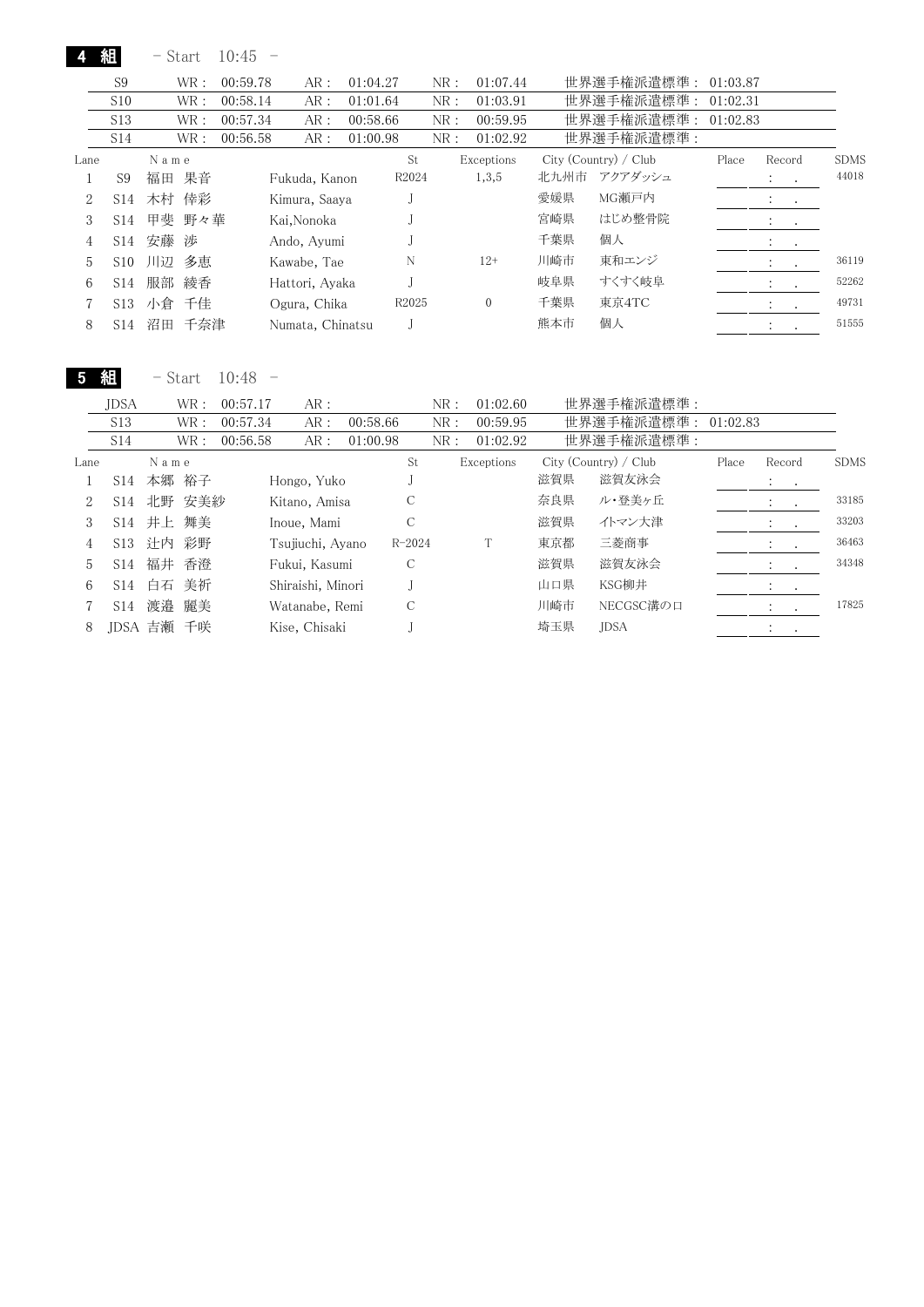## 4 組 - Start 10:45 -

| | WR | AR | NR | 世界選手権派遣標準 |
|---|---|---|---|---|
| S9 | 00:59.78 | 01:04.27 | 01:07.44 | 01:03.87 |
| S10 | 00:58.14 | 01:01.64 | 01:03.91 | 01:02.31 |
| S13 | 00:57.34 | 00:58.66 | 00:59.95 | 01:02.83 |
| S14 | 00:56.58 | 01:00.98 | 01:02.92 | |

| Lane | | Name | | St | Exceptions | City (Country) / Club | | Place | Record | SDMS |
|---|---|---|---|---|---|---|---|---|---|---|
| 1 | S9 | 福田 果音 | Fukuda, Kanon | R2024 | 1,3,5 | 北九州市 | アクアダッシュ | | : . | 44018 |
| 2 | S14 | 木村 倖彩 | Kimura, Saaya | J | | 愛媛県 | MG瀬戸内 | | : . | |
| 3 | S14 | 甲斐 野々華 | Kai,Nonoka | J | | 宮崎県 | はじめ整骨院 | | : . | |
| 4 | S14 | 安藤 渉 | Ando, Ayumi | J | | 千葉県 | 個人 | | : . | |
| 5 | S10 | 川辺 多恵 | Kawabe, Tae | N | 12+ | 川崎市 | 東和エンジ | | : . | 36119 |
| 6 | S14 | 服部 綾香 | Hattori, Ayaka | J | | 岐阜県 | すくすく岐阜 | | : . | 52262 |
| 7 | S13 | 小倉 千佳 | Ogura, Chika | R2025 | 0 | 千葉県 | 東京4TC | | : . | 49731 |
| 8 | S14 | 沼田 千奈津 | Numata, Chinatsu | J | | 熊本市 | 個人 | | : . | 51555 |

## 5 組 - Start 10:48 -

| | WR | AR | NR | 世界選手権派遣標準 |
|---|---|---|---|---|
| JDSA | 00:57.17 | | 01:02.60 | |
| S13 | 00:57.34 | 00:58.66 | 00:59.95 | 01:02.83 |
| S14 | 00:56.58 | 01:00.98 | 01:02.92 | |

| Lane | | Name | | St | Exceptions | City (Country) / Club | | Place | Record | SDMS |
|---|---|---|---|---|---|---|---|---|---|---|
| 1 | S14 | 本郷 裕子 | Hongo, Yuko | J | | 滋賀県 | 滋賀友泳会 | | : . | |
| 2 | S14 | 北野 安美紗 | Kitano, Amisa | C | | 奈良県 | ル・登美ヶ丘 | | : . | 33185 |
| 3 | S14 | 井上 舞美 | Inoue, Mami | C | | 滋賀県 | イトマン大津 | | : . | 33203 |
| 4 | S13 | 辻内 彩野 | Tsujiuchi, Ayano | R-2024 | T | 東京都 | 三菱商事 | | : . | 36463 |
| 5 | S14 | 福井 香澄 | Fukui, Kasumi | C | | 滋賀県 | 滋賀友泳会 | | : . | 34348 |
| 6 | S14 | 白石 美祈 | Shiraishi, Minori | J | | 山口県 | KSG柳井 | | : . | |
| 7 | S14 | 渡邉 麗美 | Watanabe, Remi | C | | 川崎市 | NECGSC溝の口 | | : . | 17825 |
| 8 | JDSA | 吉瀬 千咲 | Kise, Chisaki | J | | 埼玉県 | JDSA | | : . | |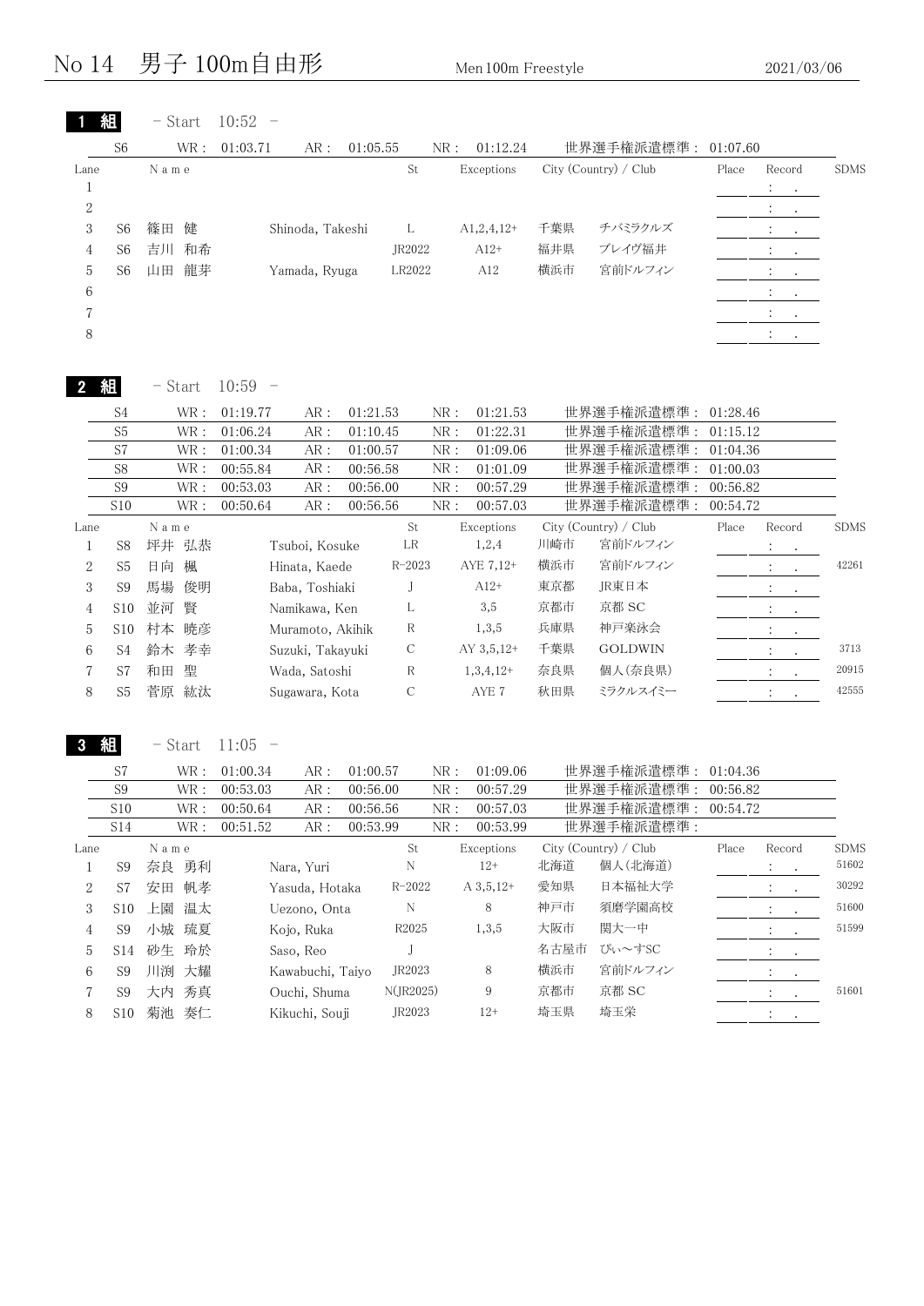# No 14　男子 100m自由形

Men 100m Freestyle　2021/03/06

## 1 組　- Start　10:52　-

| S6 | WR : 01:03.71 | AR : 01:05.55 | NR : 01:12.24 | 世界選手権派遣標準 : 01:07.60 |
|---|---|---|---|---|

| Lane | | Name | | St | Exceptions | City (Country) / Club | | Place | Record | SDMS |
|---|---|---|---|---|---|---|---|---|---|---|
| 1 | | | | | | | | | : . | |
| 2 | | | | | | | | | : . | |
| 3 | S6 | 篠田 健 | Shinoda, Takeshi | L | A1,2,4,12+ | 千葉県 | チバミラクルズ | | : . | |
| 4 | S6 | 吉川 和希 | | JR2022 | A12+ | 福井県 | ブレイヴ福井 | | : . | |
| 5 | S6 | 山田 龍芽 | Yamada, Ryuga | LR2022 | A12 | 横浜市 | 宮前ドルフィン | | : . | |
| 6 | | | | | | | | | : . | |
| 7 | | | | | | | | | : . | |
| 8 | | | | | | | | | : . | |

## 2 組　- Start　10:59　-

| | WR | AR | NR | 世界選手権派遣標準 |
|---|---|---|---|---|
| S4 | 01:19.77 | 01:21.53 | 01:21.53 | 01:28.46 |
| S5 | 01:06.24 | 01:10.45 | 01:22.31 | 01:15.12 |
| S7 | 01:00.34 | 01:00.57 | 01:09.06 | 01:04.36 |
| S8 | 00:55.84 | 00:56.58 | 01:01.09 | 01:00.03 |
| S9 | 00:53.03 | 00:56.00 | 00:57.29 | 00:56.82 |
| S10 | 00:50.64 | 00:56.56 | 00:57.03 | 00:54.72 |

| Lane | | Name | | St | Exceptions | City (Country) / Club | | Place | Record | SDMS |
|---|---|---|---|---|---|---|---|---|---|---|
| 1 | S8 | 坪井 弘恭 | Tsuboi, Kosuke | LR | 1,2,4 | 川崎市 | 宮前ドルフィン | | : . | |
| 2 | S5 | 日向 楓 | Hinata, Kaede | R-2023 | AYE 7,12+ | 横浜市 | 宮前ドルフィン | | : . | 42261 |
| 3 | S9 | 馬場 俊明 | Baba, Toshiaki | J | A12+ | 東京都 | JR東日本 | | : . | |
| 4 | S10 | 並河 賢 | Namikawa, Ken | L | 3,5 | 京都市 | 京都 SC | | : . | |
| 5 | S10 | 村本 暁彦 | Muramoto, Akihik | R | 1,3,5 | 兵庫県 | 神戸楽泳会 | | : . | |
| 6 | S4 | 鈴木 孝幸 | Suzuki, Takayuki | C | AY 3,5,12+ | 千葉県 | GOLDWIN | | : . | 3713 |
| 7 | S7 | 和田 聖 | Wada, Satoshi | R | 1,3,4,12+ | 奈良県 | 個人(奈良県) | | : . | 20915 |
| 8 | S5 | 菅原 紘汰 | Sugawara, Kota | C | AYE 7 | 秋田県 | ミラクルスイミー | | : . | 42555 |

## 3 組　- Start　11:05　-

| | WR | AR | NR | 世界選手権派遣標準 |
|---|---|---|---|---|
| S7 | 01:00.34 | 01:00.57 | 01:09.06 | 01:04.36 |
| S9 | 00:53.03 | 00:56.00 | 00:57.29 | 00:56.82 |
| S10 | 00:50.64 | 00:56.56 | 00:57.03 | 00:54.72 |
| S14 | 00:51.52 | 00:53.99 | 00:53.99 | |

| Lane | | Name | | St | Exceptions | City (Country) / Club | | Place | Record | SDMS |
|---|---|---|---|---|---|---|---|---|---|---|
| 1 | S9 | 奈良 勇利 | Nara, Yuri | N | 12+ | 北海道 | 個人(北海道) | | : . | 51602 |
| 2 | S7 | 安田 帆孝 | Yasuda, Hotaka | R-2022 | A 3,5,12+ | 愛知県 | 日本福祉大学 | | : . | 30292 |
| 3 | S10 | 上園 温太 | Uezono, Onta | N | 8 | 神戸市 | 須磨学園高校 | | : . | 51600 |
| 4 | S9 | 小城 琉夏 | Kojo, Ruka | R2025 | 1,3,5 | 大阪市 | 関大一中 | | : . | 51599 |
| 5 | S14 | 砂生 玲於 | Saso, Reo | J | | 名古屋市 | ぴぃ～すSC | | : . | |
| 6 | S9 | 川渕 大耀 | Kawabuchi, Taiyo | JR2023 | 8 | 横浜市 | 宮前ドルフィン | | : . | |
| 7 | S9 | 大内 秀真 | Ouchi, Shuma | N(JR2025) | 9 | 京都市 | 京都 SC | | : . | 51601 |
| 8 | S10 | 菊池 奏仁 | Kikuchi, Souji | JR2023 | 12+ | 埼玉県 | 埼玉栄 | | : . | |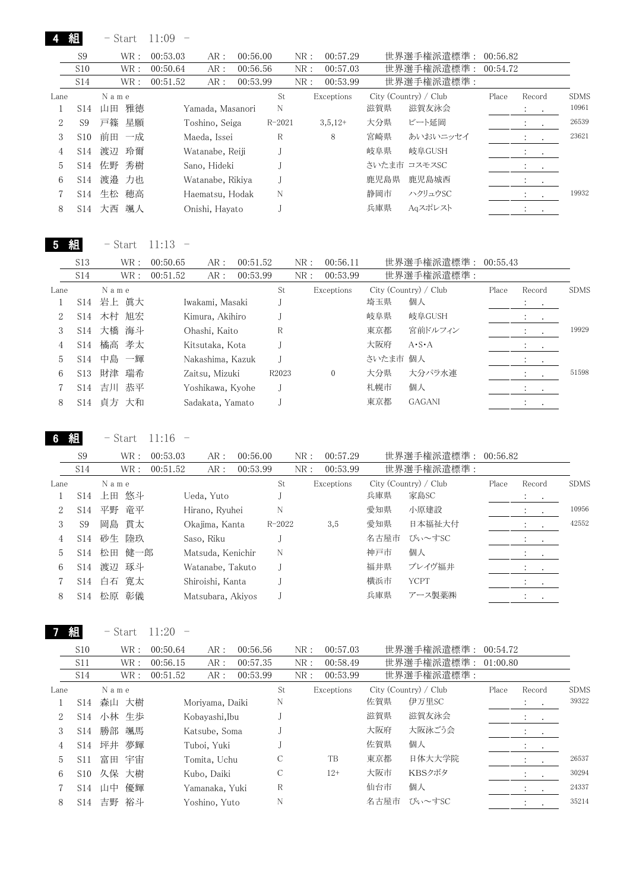## 4 組　- Start 11:09 -

| | WR : | | AR : | | NR : | | 世界選手権派遣標準 : |
|---|---|---|---|---|---|---|---|
| S9 | WR : | 00:53.03 | AR : 00:56.00 | | NR : | 00:57.29 | 世界選手権派遣標準 : 00:56.82 |
| S10 | WR : | 00:50.64 | AR : 00:56.56 | | NR : | 00:57.03 | 世界選手権派遣標準 : 00:54.72 |
| S14 | WR : | 00:51.52 | AR : 00:53.99 | | NR : | 00:53.99 | 世界選手権派遣標準 : |

| Lane | | Name | | St | Exceptions | City (Country) / Club | | Place | Record | SDMS |
|---|---|---|---|---|---|---|---|---|---|---|
| 1 | S14 | 山田 雅徳 | Yamada, Masanori | N | | 滋賀県 | 滋賀友泳会 | | : . | 10961 |
| 2 | S9 | 戸篠 星願 | Toshino, Seiga | R-2021 | 3,5,12+ | 大分県 | ビート延岡 | | : . | 26539 |
| 3 | S10 | 前田 一成 | Maeda, Issei | R | 8 | 宮崎県 | あいおいニッセイ | | : . | 23621 |
| 4 | S14 | 渡辺 玲爾 | Watanabe, Reiji | J | | 岐阜県 | 岐阜GUSH | | : . | |
| 5 | S14 | 佐野 秀樹 | Sano, Hideki | J | | さいたま市 | コスモスSC | | : . | |
| 6 | S14 | 渡邉 力也 | Watanabe, Rikiya | J | | 鹿児島県 | 鹿児島城西 | | : . | |
| 7 | S14 | 生松 穂高 | Haematsu, Hodak | N | | 静岡市 | ハクリュウSC | | : . | 19932 |
| 8 | S14 | 大西 颯人 | Onishi, Hayato | J | | 兵庫県 | Aqスポレスト | | : . | |

## 5 組　- Start 11:13 -

| | WR : | | AR : | NR : | | 世界選手権派遣標準 : |
|---|---|---|---|---|---|---|
| S13 | WR : | 00:50.65 | AR : 00:51.52 | NR : | 00:56.11 | 世界選手権派遣標準 : 00:55.43 |
| S14 | WR : | 00:51.52 | AR : 00:53.99 | NR : | 00:53.99 | 世界選手権派遣標準 : |

| Lane | | Name | | St | Exceptions | City (Country) / Club | | Place | Record | SDMS |
|---|---|---|---|---|---|---|---|---|---|---|
| 1 | S14 | 岩上 眞大 | Iwakami, Masaki | J | | 埼玉県 | 個人 | | : . | |
| 2 | S14 | 木村 旭宏 | Kimura, Akihiro | J | | 岐阜県 | 岐阜GUSH | | : . | |
| 3 | S14 | 大橋 海斗 | Ohashi, Kaito | R | | 東京都 | 宮前ドルフィン | | : . | 19929 |
| 4 | S14 | 橘高 孝太 | Kitsutaka, Kota | J | | 大阪府 | A・S・A | | : . | |
| 5 | S14 | 中島 一輝 | Nakashima, Kazuk | J | | さいたま市 | 個人 | | : . | |
| 6 | S13 | 財津 瑞希 | Zaitsu, Mizuki | R2023 | 0 | 大分県 | 大分パラ水連 | | : . | 51598 |
| 7 | S14 | 吉川 恭平 | Yoshikawa, Kyohe | J | | 札幌市 | 個人 | | : . | |
| 8 | S14 | 貞方 大和 | Sadakata, Yamato | J | | 東京都 | GAGANI | | : . | |

## 6 組　- Start 11:16 -

| | WR : | | AR : | NR : | | 世界選手権派遣標準 : |
|---|---|---|---|---|---|---|
| S9 | WR : | 00:53.03 | AR : 00:56.00 | NR : | 00:57.29 | 世界選手権派遣標準 : 00:56.82 |
| S14 | WR : | 00:51.52 | AR : 00:53.99 | NR : | 00:53.99 | 世界選手権派遣標準 : |

| Lane | | Name | | St | Exceptions | City (Country) / Club | | Place | Record | SDMS |
|---|---|---|---|---|---|---|---|---|---|---|
| 1 | S14 | 上田 悠斗 | Ueda, Yuto | J | | 兵庫県 | 家島SC | | : . | |
| 2 | S14 | 平野 竜平 | Hirano, Ryuhei | N | | 愛知県 | 小原建設 | | : . | 10956 |
| 3 | S9 | 岡島 貫太 | Okajima, Kanta | R-2022 | 3,5 | 愛知県 | 日本福祉大付 | | : . | 42552 |
| 4 | S14 | 砂生 陸玖 | Saso, Riku | J | | 名古屋市 | ぴぃ〜すSC | | : . | |
| 5 | S14 | 松田 健一郎 | Matsuda, Kenichir | N | | 神戸市 | 個人 | | : . | |
| 6 | S14 | 渡辺 琢斗 | Watanabe, Takuto | J | | 福井県 | プレイヴ福井 | | : . | |
| 7 | S14 | 白石 寛太 | Shiroishi, Kanta | J | | 横浜市 | YCPT | | : . | |
| 8 | S14 | 松原 彰儀 | Matsubara, Akiyos | J | | 兵庫県 | アース製薬㈱ | | : . | |

## 7 組　- Start 11:20 -

| | WR : | | AR : | NR : | | 世界選手権派遣標準 : |
|---|---|---|---|---|---|---|
| S10 | WR : | 00:50.64 | AR : 00:56.56 | NR : | 00:57.03 | 世界選手権派遣標準 : 00:54.72 |
| S11 | WR : | 00:56.15 | AR : 00:57.35 | NR : | 00:58.49 | 世界選手権派遣標準 : 01:00.80 |
| S14 | WR : | 00:51.52 | AR : 00:53.99 | NR : | 00:53.99 | 世界選手権派遣標準 : |

| Lane | | Name | | St | Exceptions | City (Country) / Club | | Place | Record | SDMS |
|---|---|---|---|---|---|---|---|---|---|---|
| 1 | S14 | 森山 大樹 | Moriyama, Daiki | N | | 佐賀県 | 伊万里SC | | : . | 39322 |
| 2 | S14 | 小林 生歩 | Kobayashi,Ibu | J | | 滋賀県 | 滋賀友泳会 | | : . | |
| 3 | S14 | 勝部 颯馬 | Katsube, Soma | J | | 大阪府 | 大阪泳ごう会 | | : . | |
| 4 | S14 | 坪井 夢輝 | Tuboi, Yuki | J | | 佐賀県 | 個人 | | : . | |
| 5 | S11 | 富田 宇宙 | Tomita, Uchu | C | TB | 東京都 | 日体大大学院 | | : . | 26537 |
| 6 | S10 | 久保 大樹 | Kubo, Daiki | C | 12+ | 大阪市 | KBSクボタ | | : . | 30294 |
| 7 | S14 | 山中 優輝 | Yamanaka, Yuki | R | | 仙台市 | 個人 | | : . | 24337 |
| 8 | S14 | 吉野 裕斗 | Yoshino, Yuto | N | | 名古屋市 | ぴぃ〜すSC | | : . | 35214 |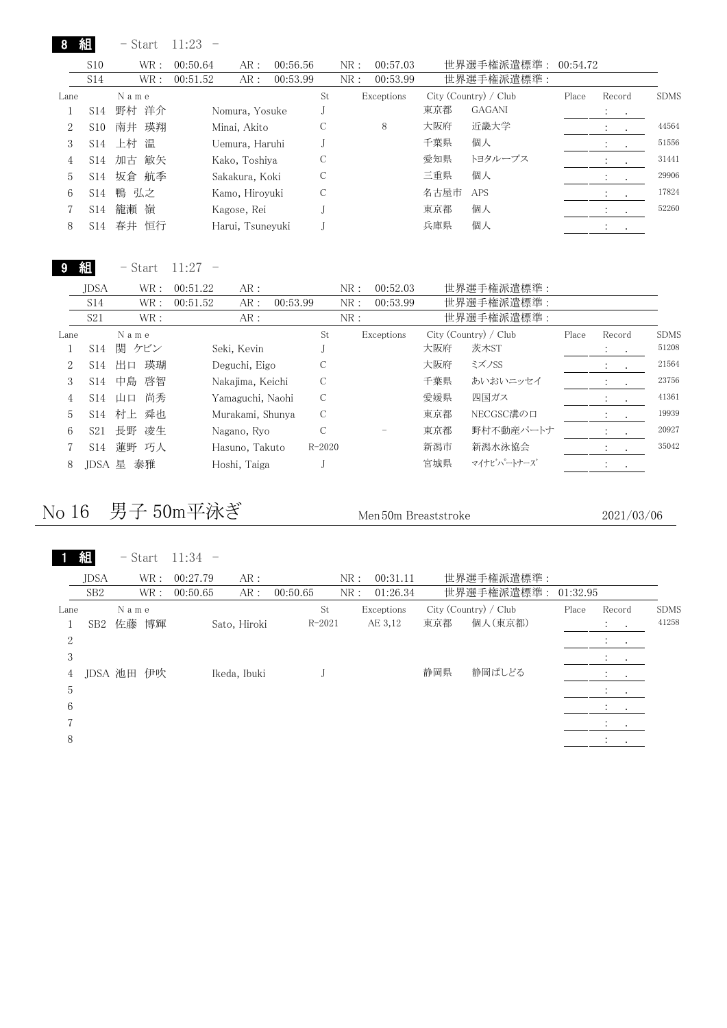## 8 組 − Start 11:23 −

| | WR： | | AR： | | NR： | | 世界選手権派遣標準： |
|---|---|---|---|---|---|---|---|
| S10 | WR： | 00:50.64 | AR： | 00:56.56 | NR： | 00:57.03 | 世界選手権派遣標準： 00:54.72 |
| S14 | WR： | 00:51.52 | AR： | 00:53.99 | NR： | 00:53.99 | 世界選手権派遣標準： |

| Lane | | Name | | St | Exceptions | City (Country) / Club | | Place | Record | SDMS |
|---|---|---|---|---|---|---|---|---|---|---|
| 1 | S14 | 野村 洋介 | Nomura, Yosuke | J | | 東京都 | GAGANI | | : . | |
| 2 | S10 | 南井 瑛翔 | Minai, Akito | C | 8 | 大阪府 | 近畿大学 | | : . | 44564 |
| 3 | S14 | 上村 温 | Uemura, Haruhi | J | | 千葉県 | 個人 | | : . | 51556 |
| 4 | S14 | 加古 敏矢 | Kako, Toshiya | C | | 愛知県 | トヨタループス | | : . | 31441 |
| 5 | S14 | 坂倉 航季 | Sakakura, Koki | C | | 三重県 | 個人 | | : . | 29906 |
| 6 | S14 | 鴨 弘之 | Kamo, Hiroyuki | C | | 名古屋市 | APS | | : . | 17824 |
| 7 | S14 | 籠瀬 嶺 | Kagose, Rei | J | | 東京都 | 個人 | | : . | 52260 |
| 8 | S14 | 春井 恒行 | Harui, Tsuneyuki | J | | 兵庫県 | 個人 | | : . | |

## 9 組 − Start 11:27 −

| | WR： | | AR： | | NR： | | 世界選手権派遣標準： |
|---|---|---|---|---|---|---|---|
| JDSA | WR： | 00:51.22 | AR： | | NR： | 00:52.03 | 世界選手権派遣標準： |
| S14 | WR： | 00:51.52 | AR： | 00:53.99 | NR： | 00:53.99 | 世界選手権派遣標準： |
| S21 | WR： | | AR： | | NR： | | 世界選手権派遣標準： |

| Lane | | Name | | St | Exceptions | City (Country) / Club | | Place | Record | SDMS |
|---|---|---|---|---|---|---|---|---|---|---|
| 1 | S14 | 関 ケビン | Seki, Kevin | J | | 大阪府 | 茨木ST | | : . | 51208 |
| 2 | S14 | 出口 瑛瑚 | Deguchi, Eigo | C | | 大阪府 | ミズノSS | | : . | 21564 |
| 3 | S14 | 中島 啓智 | Nakajima, Keichi | C | | 千葉県 | あいおいニッセイ | | : . | 23756 |
| 4 | S14 | 山口 尚秀 | Yamaguchi, Naohi | C | | 愛媛県 | 四国ガス | | : . | 41361 |
| 5 | S14 | 村上 舜也 | Murakami, Shunya | C | | 東京都 | NECGSC溝の口 | | : . | 19939 |
| 6 | S21 | 長野 凌生 | Nagano, Ryo | C | − | 東京都 | 野村不動産パートナ | | : . | 20927 |
| 7 | S14 | 蓮野 巧人 | Hasuno, Takuto | R-2020 | | 新潟市 | 新潟水泳協会 | | : . | 35042 |
| 8 | JDSA | 星 泰雅 | Hoshi, Taiga | J | | 宮城県 | ﾏｲﾅﾋﾞﾊﾟｰﾄﾅｰｽﾞ | | : . | |

# No 16 男子 50m平泳ぎ

Men 50m Breaststroke 2021/03/06

## 1 組 − Start 11:34 −

| | WR： | | AR： | | NR： | | 世界選手権派遣標準： |
|---|---|---|---|---|---|---|---|
| JDSA | WR： | 00:27.79 | AR： | | NR： | 00:31.11 | 世界選手権派遣標準： |
| SB2 | WR： | 00:50.65 | AR： | 00:50.65 | NR： | 01:26.34 | 世界選手権派遣標準： 01:32.95 |

| Lane | | Name | | St | Exceptions | City (Country) / Club | | Place | Record | SDMS |
|---|---|---|---|---|---|---|---|---|---|---|
| 1 | SB2 | 佐藤 博輝 | Sato, Hiroki | R-2021 | AE 3,12 | 東京都 | 個人(東京都) | | : . | 41258 |
| 2 | | | | | | | | | : . | |
| 3 | | | | | | | | | : . | |
| 4 | JDSA | 池田 伊吹 | Ikeda, Ibuki | J | | 静岡県 | 静岡ぱしどる | | : . | |
| 5 | | | | | | | | | : . | |
| 6 | | | | | | | | | : . | |
| 7 | | | | | | | | | : . | |
| 8 | | | | | | | | | : . | |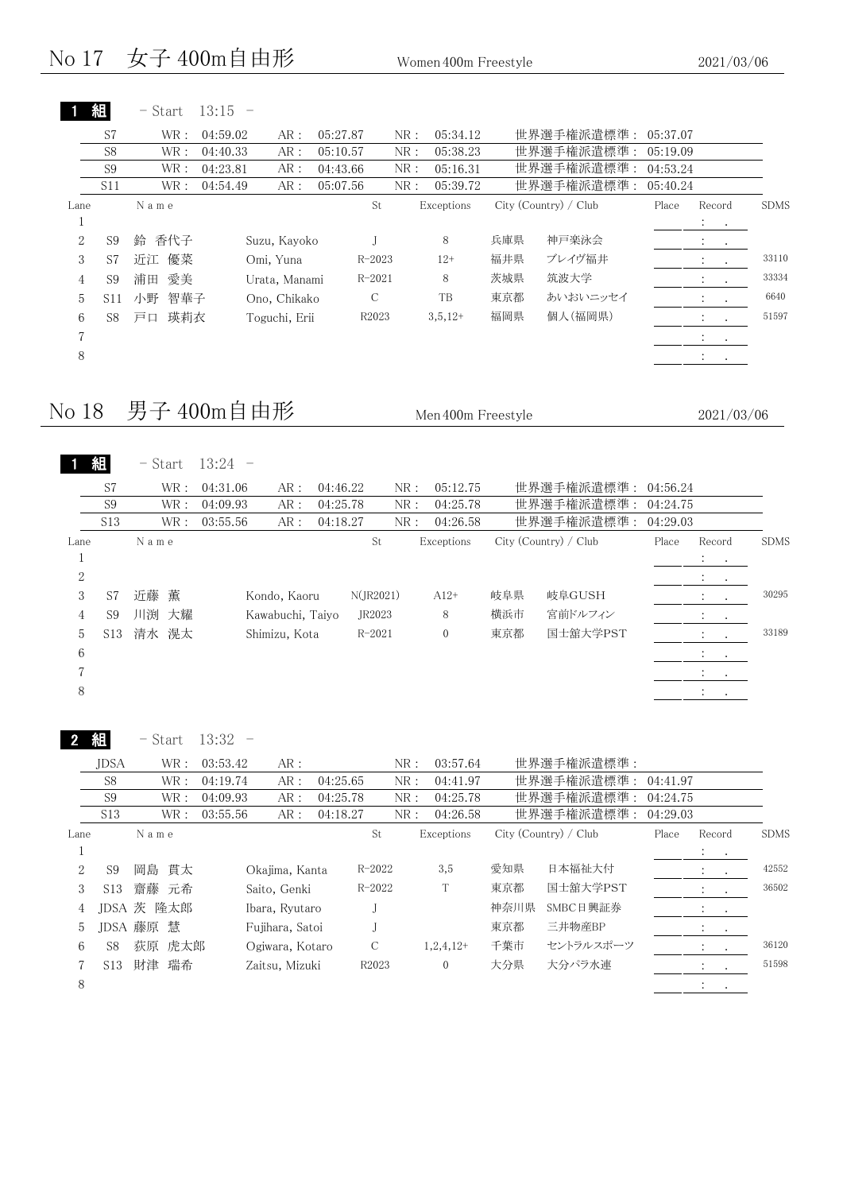# No 17　女子 400m自由形

Women 400m Freestyle　2021/03/06

**1 組**　- Start　13:15　-

| | WR | AR | NR | 世界選手権派遣標準 |
|---|---|---|---|---|
| S7 | 04:59.02 | 05:27.87 | 05:34.12 | 05:37.07 |
| S8 | 04:40.33 | 05:10.57 | 05:38.23 | 05:19.09 |
| S9 | 04:23.81 | 04:43.66 | 05:16.31 | 04:53.24 |
| S11 | 04:54.49 | 05:07.56 | 05:39.72 | 05:40.24 |

| Lane | | Name | | St | Exceptions | City (Country) / Club | | Place | Record | SDMS |
|---|---|---|---|---|---|---|---|---|---|---|
| 1 | | | | | | | | | : . | |
| 2 | S9 | 鈴 香代子 | Suzu, Kayoko | J | 8 | 兵庫県 | 神戸楽泳会 | | : . | |
| 3 | S7 | 近江 優菜 | Omi, Yuna | R-2023 | 12+ | 福井県 | ブレイヴ福井 | | : . | 33110 |
| 4 | S9 | 浦田 愛美 | Urata, Manami | R-2021 | 8 | 茨城県 | 筑波大学 | | : . | 33334 |
| 5 | S11 | 小野 智華子 | Ono, Chikako | C | TB | 東京都 | あいおいニッセイ | | : . | 6640 |
| 6 | S8 | 戸口 瑛莉衣 | Toguchi, Erii | R2023 | 3,5,12+ | 福岡県 | 個人(福岡県) | | : . | 51597 |
| 7 | | | | | | | | | : . | |
| 8 | | | | | | | | | : . | |

# No 18　男子 400m自由形

Men 400m Freestyle　2021/03/06

**1 組**　- Start　13:24　-

| | WR | AR | NR | 世界選手権派遣標準 |
|---|---|---|---|---|
| S7 | 04:31.06 | 04:46.22 | 05:12.75 | 04:56.24 |
| S9 | 04:09.93 | 04:25.78 | 04:25.78 | 04:24.75 |
| S13 | 03:55.56 | 04:18.27 | 04:26.58 | 04:29.03 |

| Lane | | Name | | St | Exceptions | City (Country) / Club | | Place | Record | SDMS |
|---|---|---|---|---|---|---|---|---|---|---|
| 1 | | | | | | | | | : . | |
| 2 | | | | | | | | | : . | |
| 3 | S7 | 近藤 薫 | Kondo, Kaoru | N(JR2021) | A12+ | 岐阜県 | 岐阜GUSH | | : . | 30295 |
| 4 | S9 | 川渕 大耀 | Kawabuchi, Taiyo | JR2023 | 8 | 横浜市 | 宮前ドルフィン | | : . | |
| 5 | S13 | 清水 滉太 | Shimizu, Kota | R-2021 | 0 | 東京都 | 国士舘大学PST | | : . | 33189 |
| 6 | | | | | | | | | : . | |
| 7 | | | | | | | | | : . | |
| 8 | | | | | | | | | : . | |

**2 組**　- Start　13:32　-

| | WR | AR | NR | 世界選手権派遣標準 |
|---|---|---|---|---|
| JDSA | 03:53.42 | | 03:57.64 | |
| S8 | 04:19.74 | 04:25.65 | 04:41.97 | 04:41.97 |
| S9 | 04:09.93 | 04:25.78 | 04:25.78 | 04:24.75 |
| S13 | 03:55.56 | 04:18.27 | 04:26.58 | 04:29.03 |

| Lane | | Name | | St | Exceptions | City (Country) / Club | | Place | Record | SDMS |
|---|---|---|---|---|---|---|---|---|---|---|
| 1 | | | | | | | | | : . | |
| 2 | S9 | 岡島 貫太 | Okajima, Kanta | R-2022 | 3,5 | 愛知県 | 日本福祉大付 | | : . | 42552 |
| 3 | S13 | 齋藤 元希 | Saito, Genki | R-2022 | T | 東京都 | 国士舘大学PST | | : . | 36502 |
| 4 | JDSA | 茨 隆太郎 | Ibara, Ryutaro | J | | 神奈川県 | SMBC日興証券 | | : . | |
| 5 | JDSA | 藤原 慧 | Fujihara, Satoi | J | | 東京都 | 三井物産BP | | : . | |
| 6 | S8 | 荻原 虎太郎 | Ogiwara, Kotaro | C | 1,2,4,12+ | 千葉市 | セントラルスポーツ | | : . | 36120 |
| 7 | S13 | 財津 瑞希 | Zaitsu, Mizuki | R2023 | 0 | 大分県 | 大分パラ水連 | | : . | 51598 |
| 8 | | | | | | | | | : . | |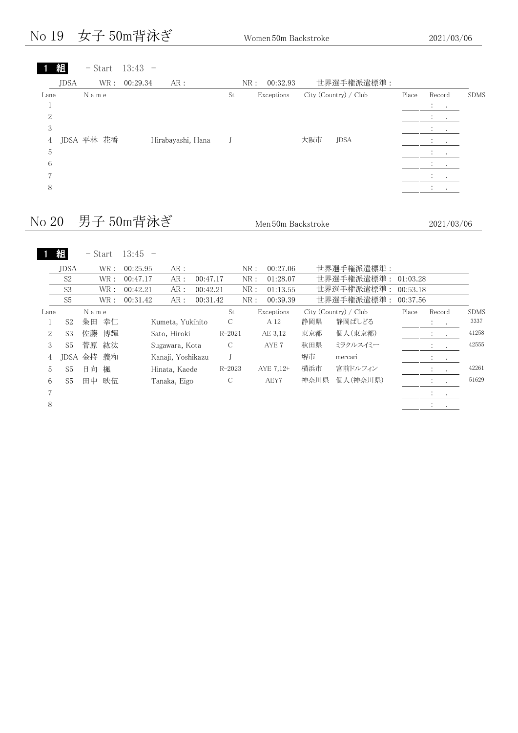## No 19　女子 50m背泳ぎ　Women 50m Backstroke　2021/03/06

**1 組**　- Start　13:43　-

| JDSA | WR : 00:29.34 | AR : | NR : 00:32.93 | 世界選手権派遣標準 : |
|---|---|---|---|---|

| Lane | | Name | | St | Exceptions | City (Country) / Club | | Place | Record | SDMS |
|---|---|---|---|---|---|---|---|---|---|---|
| 1 | | | | | | | | | :　. | |
| 2 | | | | | | | | | :　. | |
| 3 | | | | | | | | | :　. | |
| 4 | JDSA | 平林 花香 | Hirabayashi, Hana | J | | 大阪市 | JDSA | | :　. | |
| 5 | | | | | | | | | :　. | |
| 6 | | | | | | | | | :　. | |
| 7 | | | | | | | | | :　. | |
| 8 | | | | | | | | | :　. | |

## No 20　男子 50m背泳ぎ　Men 50m Backstroke　2021/03/06

**1 組**　- Start　13:45　-

| Class | WR | AR | NR | 世界選手権派遣標準 |
|---|---|---|---|---|
| JDSA | 00:25.95 | | 00:27.06 | |
| S2 | 00:47.17 | 00:47.17 | 01:28.07 | 01:03.28 |
| S3 | 00:42.21 | 00:42.21 | 01:13.55 | 00:53.18 |
| S5 | 00:31.42 | 00:31.42 | 00:39.39 | 00:37.56 |

| Lane | | Name | | St | Exceptions | City (Country) / Club | | Place | Record | SDMS |
|---|---|---|---|---|---|---|---|---|---|---|
| 1 | S2 | 粂田 幸仁 | Kumeta, Yukihito | C | A 12 | 静岡県 | 静岡ぱしどる | | :　. | 3337 |
| 2 | S3 | 佐藤 博輝 | Sato, Hiroki | R-2021 | AE 3,12 | 東京都 | 個人(東京都) | | :　. | 41258 |
| 3 | S5 | 菅原 紘汰 | Sugawara, Kota | C | AYE 7 | 秋田県 | ミラクルスイミー | | :　. | 42555 |
| 4 | JDSA | 金持 義和 | Kanaji, Yoshikazu | J | | 堺市 | mercari | | :　. | |
| 5 | S5 | 日向 楓 | Hinata, Kaede | R-2023 | AYE 7,12+ | 横浜市 | 宮前ドルフィン | | :　. | 42261 |
| 6 | S5 | 田中 映伍 | Tanaka, Eigo | C | AEY7 | 神奈川県 | 個人(神奈川県) | | :　. | 51629 |
| 7 | | | | | | | | | :　. | |
| 8 | | | | | | | | | :　. | |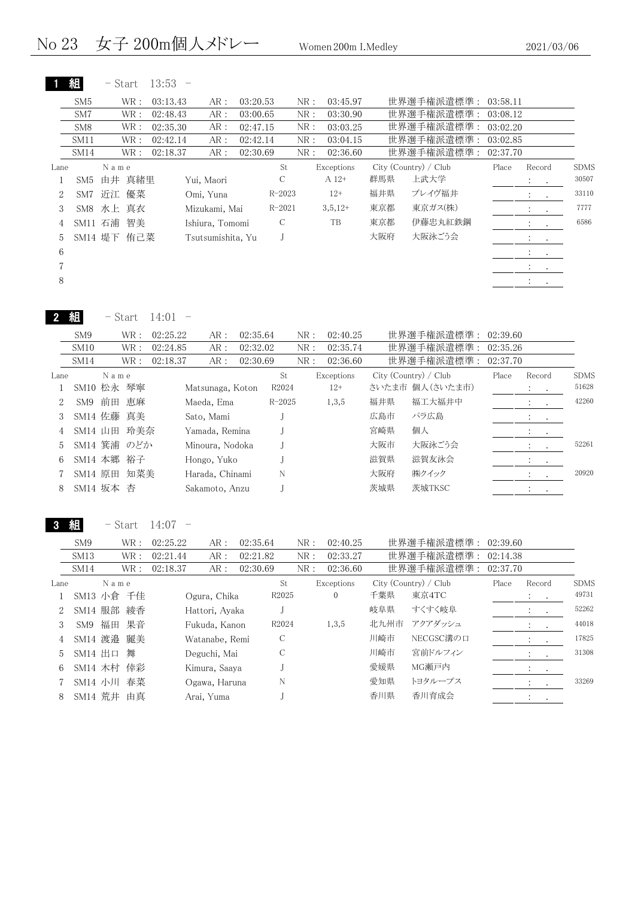# No 23　女子 200m個人メドレー　Women 200m I.Medley　2021/03/06

## 1 組　- Start 13:53 -

| Class | WR | AR | NR | 世界選手権派遣標準 |
|---|---|---|---|---|
| SM5 | 03:13.43 | 03:20.53 | 03:45.97 | 03:58.11 |
| SM7 | 02:48.43 | 03:00.65 | 03:30.90 | 03:08.12 |
| SM8 | 02:35.30 | 02:47.15 | 03:03.25 | 03:02.20 |
| SM11 | 02:42.14 | 02:42.14 | 03:04.15 | 03:02.85 |
| SM14 | 02:18.37 | 02:30.69 | 02:36.60 | 02:37.70 |

| Lane | Class | Name | | St | Exceptions | City (Country) | Club | Place | Record | SDMS |
|---|---|---|---|---|---|---|---|---|---|---|
| 1 | SM5 | 由井 真緒里 | Yui, Maori | C | A 12+ | 群馬県 | 上武大学 | | : . | 30507 |
| 2 | SM7 | 近江 優菜 | Omi, Yuna | R-2023 | 12+ | 福井県 | ブレイヴ福井 | | : . | 33110 |
| 3 | SM8 | 水上 真衣 | Mizukami, Mai | R-2021 | 3,5,12+ | 東京都 | 東京ガス(株) | | : . | 7777 |
| 4 | SM11 | 石浦 智美 | Ishiura, Tomomi | C | TB | 東京都 | 伊藤忠丸紅鉄鋼 | | : . | 6586 |
| 5 | SM14 | 堤下 侑己菜 | Tsutsumishita, Yu | J | | 大阪府 | 大阪泳ごう会 | | : . | |
| 6 | | | | | | | | | : . | |
| 7 | | | | | | | | | : . | |
| 8 | | | | | | | | | : . | |

## 2 組　- Start 14:01 -

| Class | WR | AR | NR | 世界選手権派遣標準 |
|---|---|---|---|---|
| SM9 | 02:25.22 | 02:35.64 | 02:40.25 | 02:39.60 |
| SM10 | 02:24.85 | 02:32.02 | 02:35.74 | 02:35.26 |
| SM14 | 02:18.37 | 02:30.69 | 02:36.60 | 02:37.70 |

| Lane | Class | Name | | St | Exceptions | City (Country) | Club | Place | Record | SDMS |
|---|---|---|---|---|---|---|---|---|---|---|
| 1 | SM10 | 松永 琴寧 | Matsunaga, Koton | R2024 | 12+ | さいたま市 | 個人(さいたま市) | | : . | 51628 |
| 2 | SM9 | 前田 恵麻 | Maeda, Ema | R-2025 | 1,3,5 | 福井県 | 福工大福井中 | | : . | 42260 |
| 3 | SM14 | 佐藤 真美 | Sato, Mami | J | | 広島市 | パラ広島 | | : . | |
| 4 | SM14 | 山田 玲美奈 | Yamada, Remina | J | | 宮崎県 | 個人 | | : . | |
| 5 | SM14 | 箕浦 のどか | Minoura, Nodoka | J | | 大阪市 | 大阪泳ごう会 | | : . | 52261 |
| 6 | SM14 | 本郷 裕子 | Hongo, Yuko | J | | 滋賀県 | 滋賀友泳会 | | : . | |
| 7 | SM14 | 原田 知菜美 | Harada, Chinami | N | | 大阪府 | ㈱クイック | | : . | 20920 |
| 8 | SM14 | 坂本 杏 | Sakamoto, Anzu | J | | 茨城県 | 茨城TKSC | | : . | |

## 3 組　- Start 14:07 -

| Class | WR | AR | NR | 世界選手権派遣標準 |
|---|---|---|---|---|
| SM9 | 02:25.22 | 02:35.64 | 02:40.25 | 02:39.60 |
| SM13 | 02:21.44 | 02:21.82 | 02:33.27 | 02:14.38 |
| SM14 | 02:18.37 | 02:30.69 | 02:36.60 | 02:37.70 |

| Lane | Class | Name | | St | Exceptions | City (Country) | Club | Place | Record | SDMS |
|---|---|---|---|---|---|---|---|---|---|---|
| 1 | SM13 | 小倉 千佳 | Ogura, Chika | R2025 | 0 | 千葉県 | 東京4TC | | : . | 49731 |
| 2 | SM14 | 服部 綾香 | Hattori, Ayaka | J | | 岐阜県 | すくすく岐阜 | | : . | 52262 |
| 3 | SM9 | 福田 果音 | Fukuda, Kanon | R2024 | 1,3,5 | 北九州市 | アクアダッシュ | | : . | 44018 |
| 4 | SM14 | 渡邉 麗美 | Watanabe, Remi | C | | 川崎市 | NECGSC溝の口 | | : . | 17825 |
| 5 | SM14 | 出口 舞 | Deguchi, Mai | C | | 川崎市 | 宮前ドルフィン | | : . | 31308 |
| 6 | SM14 | 木村 倖彩 | Kimura, Saaya | J | | 愛媛県 | MG瀬戸内 | | : . | |
| 7 | SM14 | 小川 春菜 | Ogawa, Haruna | N | | 愛知県 | トヨタループス | | : . | 33269 |
| 8 | SM14 | 荒井 由真 | Arai, Yuma | J | | 香川県 | 香川育成会 | | : . | |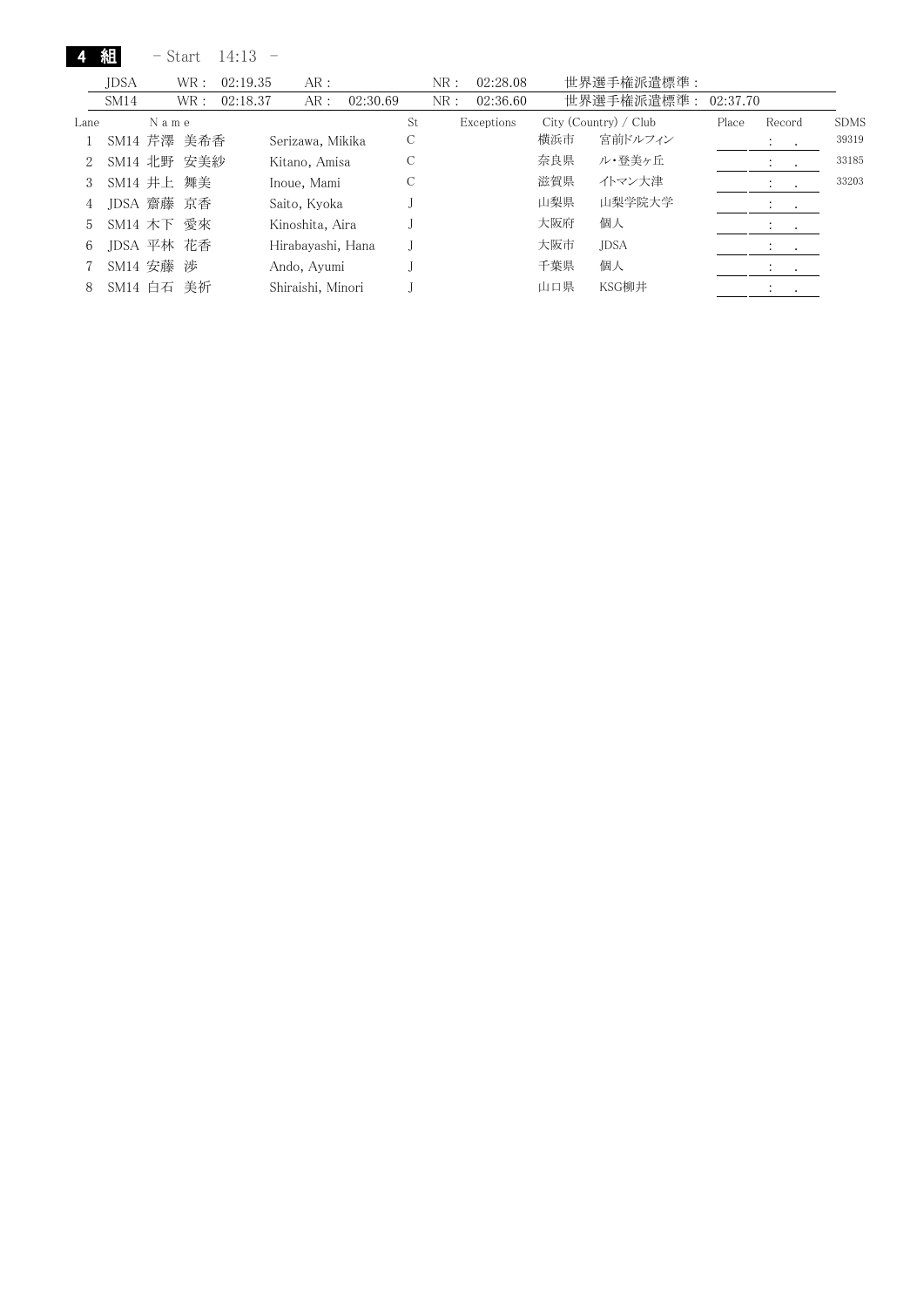**4 組**　－ Start　14:13　－

| | | | | | |
|---|---|---|---|---|---|
| JDSA | WR： 02:19.35 | AR： | NR： 02:28.08 | 世界選手権派遣標準： | |
| SM14 | WR： 02:18.37 | AR： 02:30.69 | NR： 02:36.60 | 世界選手権派遣標準： | 02:37.70 |

| Lane | Name | | St | Exceptions | City (Country) / Club | | Place | Record | SDMS |
|---|---|---|---|---|---|---|---|---|---|
| 1 | SM14 芹澤 美希香 | Serizawa, Mikika | C | | 横浜市 | 宮前ドルフィン | | :　. | 39319 |
| 2 | SM14 北野 安美紗 | Kitano, Amisa | C | | 奈良県 | ル・登美ヶ丘 | | :　. | 33185 |
| 3 | SM14 井上 舞美 | Inoue, Mami | C | | 滋賀県 | イトマン大津 | | :　. | 33203 |
| 4 | JDSA 齋藤 京香 | Saito, Kyoka | J | | 山梨県 | 山梨学院大学 | | :　. | |
| 5 | SM14 木下 愛來 | Kinoshita, Aira | J | | 大阪府 | 個人 | | :　. | |
| 6 | JDSA 平林 花香 | Hirabayashi, Hana | J | | 大阪市 | JDSA | | :　. | |
| 7 | SM14 安藤 涉 | Ando, Ayumi | J | | 千葉県 | 個人 | | :　. | |
| 8 | SM14 白石 美祈 | Shiraishi, Minori | J | | 山口県 | KSG柳井 | | :　. | |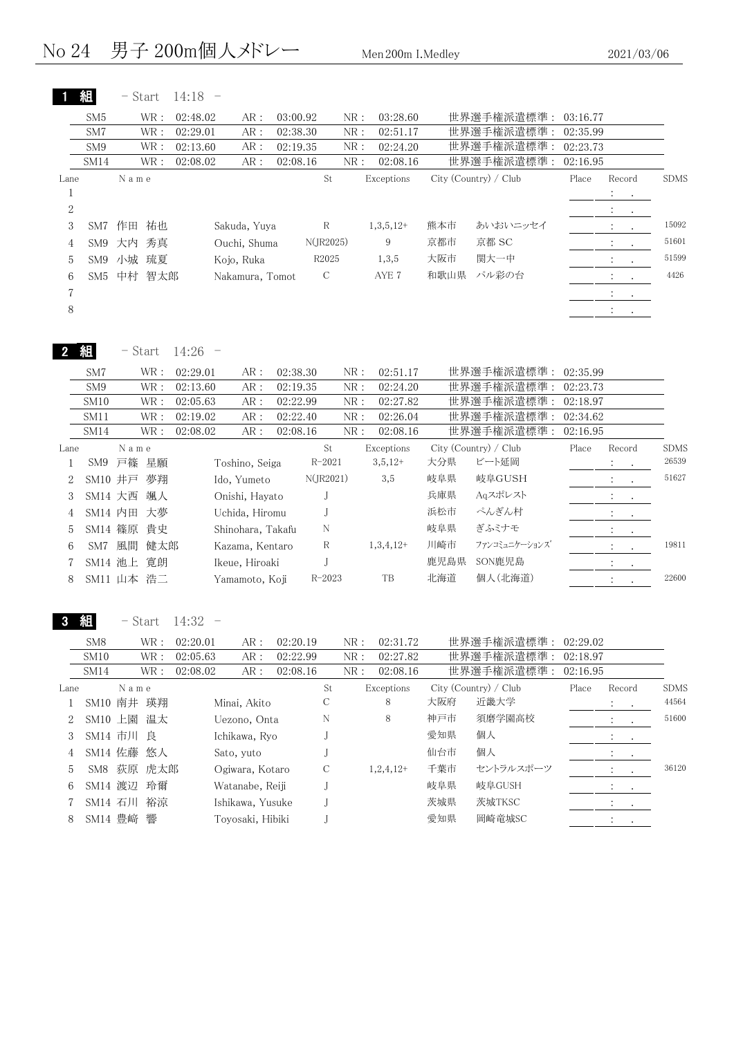# No 24　男子 200m個人メドレー　Men 200m I.Medley　2021/03/06

## 1 組　- Start 14:18 -

| Class | WR | AR | NR | 世界選手権派遣標準 |
|---|---|---|---|---|
| SM5 | 02:48.02 | 03:00.92 | 03:28.60 | 03:16.77 |
| SM7 | 02:29.01 | 02:38.30 | 02:51.17 | 02:35.99 |
| SM9 | 02:13.60 | 02:19.35 | 02:24.20 | 02:23.73 |
| SM14 | 02:08.02 | 02:08.16 | 02:08.16 | 02:16.95 |

| Lane | Class | Name | | St | Exceptions | City (Country) / Club | | Place | Record | SDMS |
|---|---|---|---|---|---|---|---|---|---|---|
| 1 | | | | | | | | | : . | |
| 2 | | | | | | | | | : . | |
| 3 | SM7 | 作田 祐也 | Sakuda, Yuya | R | 1,3,5,12+ | 熊本市 | あいおいニッセイ | | : . | 15092 |
| 4 | SM9 | 大内 秀真 | Ouchi, Shuma | N(JR2025) | 9 | 京都市 | 京都 SC | | : . | 51601 |
| 5 | SM9 | 小城 琉夏 | Kojo, Ruka | R2025 | 1,3,5 | 大阪市 | 関大一中 | | : . | 51599 |
| 6 | SM5 | 中村 智太郎 | Nakamura, Tomot | C | AYE 7 | 和歌山県 | バル彩の台 | | : . | 4426 |
| 7 | | | | | | | | | : . | |
| 8 | | | | | | | | | : . | |

## 2 組　- Start 14:26 -

| Class | WR | AR | NR | 世界選手権派遣標準 |
|---|---|---|---|---|
| SM7 | 02:29.01 | 02:38.30 | 02:51.17 | 02:35.99 |
| SM9 | 02:13.60 | 02:19.35 | 02:24.20 | 02:23.73 |
| SM10 | 02:05.63 | 02:22.99 | 02:27.82 | 02:18.97 |
| SM11 | 02:19.02 | 02:22.40 | 02:26.04 | 02:34.62 |
| SM14 | 02:08.02 | 02:08.16 | 02:08.16 | 02:16.95 |

| Lane | Class | Name | | St | Exceptions | City (Country) / Club | | Place | Record | SDMS |
|---|---|---|---|---|---|---|---|---|---|---|
| 1 | SM9 | 戸篠 星願 | Toshino, Seiga | R-2021 | 3,5,12+ | 大分県 | ビート延岡 | | : . | 26539 |
| 2 | SM10 | 井戸 夢翔 | Ido, Yumeto | N(JR2021) | 3,5 | 岐阜県 | 岐阜GUSH | | : . | 51627 |
| 3 | SM14 | 大西 颯人 | Onishi, Hayato | J | | 兵庫県 | Aqスポレスト | | : . | |
| 4 | SM14 | 内田 大夢 | Uchida, Hiromu | J | | 浜松市 | ぺんぎん村 | | : . | |
| 5 | SM14 | 篠原 貴史 | Shinohara, Takafu | N | | 岐阜県 | ぎふミナモ | | : . | |
| 6 | SM7 | 風間 健太郎 | Kazama, Kentaro | R | 1,3,4,12+ | 川崎市 | ﾌｧﾝｺﾐｭﾆｹｰｼｮﾝｽﾞ | | : . | 19811 |
| 7 | SM14 | 池上 寛朗 | Ikeue, Hiroaki | J | | 鹿児島県 | SON鹿児島 | | : . | |
| 8 | SM11 | 山本 浩二 | Yamamoto, Koji | R-2023 | TB | 北海道 | 個人(北海道) | | : . | 22600 |

## 3 組　- Start 14:32 -

| Class | WR | AR | NR | 世界選手権派遣標準 |
|---|---|---|---|---|
| SM8 | 02:20.01 | 02:20.19 | 02:31.72 | 02:29.02 |
| SM10 | 02:05.63 | 02:22.99 | 02:27.82 | 02:18.97 |
| SM14 | 02:08.02 | 02:08.16 | 02:08.16 | 02:16.95 |

| Lane | Class | Name | | St | Exceptions | City (Country) / Club | | Place | Record | SDMS |
|---|---|---|---|---|---|---|---|---|---|---|
| 1 | SM10 | 南井 瑛翔 | Minai, Akito | C | 8 | 大阪府 | 近畿大学 | | : . | 44564 |
| 2 | SM10 | 上園 温太 | Uezono, Onta | N | 8 | 神戸市 | 須磨学園高校 | | : . | 51600 |
| 3 | SM14 | 市川 良 | Ichikawa, Ryo | J | | 愛知県 | 個人 | | : . | |
| 4 | SM14 | 佐藤 悠人 | Sato, yuto | J | | 仙台市 | 個人 | | : . | |
| 5 | SM8 | 荻原 虎太郎 | Ogiwara, Kotaro | C | 1,2,4,12+ | 千葉市 | セントラルスポーツ | | : . | 36120 |
| 6 | SM14 | 渡辺 玲爾 | Watanabe, Reiji | J | | 岐阜県 | 岐阜GUSH | | : . | |
| 7 | SM14 | 石川 裕涼 | Ishikawa, Yusuke | J | | 茨城県 | 茨城TKSC | | : . | |
| 8 | SM14 | 豊﨑 響 | Toyosaki, Hibiki | J | | 愛知県 | 岡崎竜城SC | | : . | |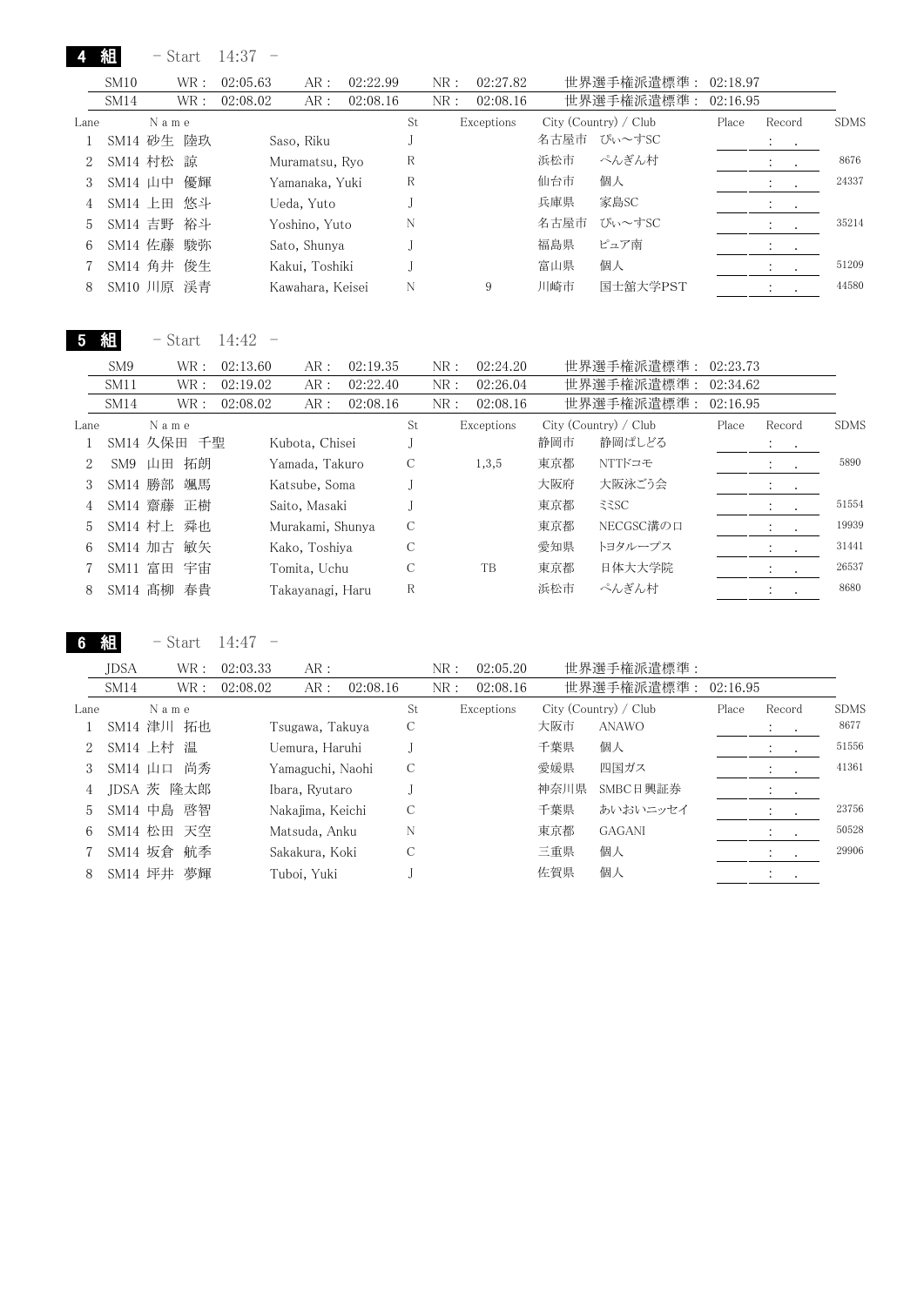## 4 組 - Start 14:37 -

| | | | | | | | |
|---|---|---|---|---|---|---|---|
| SM10 | WR : 02:05.63 | AR : 02:22.99 | NR : 02:27.82 | 世界選手権派遣標準 : 02:18.97 |
| SM14 | WR : 02:08.02 | AR : 02:08.16 | NR : 02:08.16 | 世界選手権派遣標準 : 02:16.95 |

| Lane | Name | | St | Exceptions | City (Country) / Club | | Place | Record | SDMS |
|---|---|---|---|---|---|---|---|---|---|
| 1 | SM14 砂生 陸玖 | Saso, Riku | J | | 名古屋市 | ぴぃ〜すSC | | : . | |
| 2 | SM14 村松 諒 | Muramatsu, Ryo | R | | 浜松市 | ぺんぎん村 | | : . | 8676 |
| 3 | SM14 山中 優輝 | Yamanaka, Yuki | R | | 仙台市 | 個人 | | : . | 24337 |
| 4 | SM14 上田 悠斗 | Ueda, Yuto | J | | 兵庫県 | 家島SC | | : . | |
| 5 | SM14 吉野 裕斗 | Yoshino, Yuto | N | | 名古屋市 | ぴぃ〜すSC | | : . | 35214 |
| 6 | SM14 佐藤 駿弥 | Sato, Shunya | J | | 福島県 | ピュア南 | | : . | |
| 7 | SM14 角井 俊生 | Kakui, Toshiki | J | | 富山県 | 個人 | | : . | 51209 |
| 8 | SM10 川原 渓青 | Kawahara, Keisei | N | 9 | 川崎市 | 国士舘大学PST | | : . | 44580 |

## 5 組 - Start 14:42 -

| | | | | |
|---|---|---|---|---|
| SM9 | WR : 02:13.60 | AR : 02:19.35 | NR : 02:24.20 | 世界選手権派遣標準 : 02:23.73 |
| SM11 | WR : 02:19.02 | AR : 02:22.40 | NR : 02:26.04 | 世界選手権派遣標準 : 02:34.62 |
| SM14 | WR : 02:08.02 | AR : 02:08.16 | NR : 02:08.16 | 世界選手権派遣標準 : 02:16.95 |

| Lane | Name | | St | Exceptions | City (Country) / Club | | Place | Record | SDMS |
|---|---|---|---|---|---|---|---|---|---|
| 1 | SM14 久保田 千聖 | Kubota, Chisei | J | | 静岡市 | 静岡ぱしどる | | : . | |
| 2 | SM9 山田 拓朗 | Yamada, Takuro | C | 1,3,5 | 東京都 | NTTドコモ | | : . | 5890 |
| 3 | SM14 勝部 颯馬 | Katsube, Soma | J | | 大阪府 | 大阪泳ごう会 | | : . | |
| 4 | SM14 齋藤 正樹 | Saito, Masaki | J | | 東京都 | ミミSC | | : . | 51554 |
| 5 | SM14 村上 舜也 | Murakami, Shunya | C | | 東京都 | NECGSC溝の口 | | : . | 19939 |
| 6 | SM14 加古 敏矢 | Kako, Toshiya | C | | 愛知県 | トヨタループス | | : . | 31441 |
| 7 | SM11 富田 宇宙 | Tomita, Uchu | C | TB | 東京都 | 日体大大学院 | | : . | 26537 |
| 8 | SM14 髙柳 春貴 | Takayanagi, Haru | R | | 浜松市 | ぺんぎん村 | | : . | 8680 |

## 6 組 - Start 14:47 -

| | | | | |
|---|---|---|---|---|
| JDSA | WR : 02:03.33 | AR : | NR : 02:05.20 | 世界選手権派遣標準 : |
| SM14 | WR : 02:08.02 | AR : 02:08.16 | NR : 02:08.16 | 世界選手権派遣標準 : 02:16.95 |

| Lane | Name | | St | Exceptions | City (Country) / Club | | Place | Record | SDMS |
|---|---|---|---|---|---|---|---|---|---|
| 1 | SM14 津川 拓也 | Tsugawa, Takuya | C | | 大阪市 | ANAWO | | : . | 8677 |
| 2 | SM14 上村 温 | Uemura, Haruhi | J | | 千葉県 | 個人 | | : . | 51556 |
| 3 | SM14 山口 尚秀 | Yamaguchi, Naohi | C | | 愛媛県 | 四国ガス | | : . | 41361 |
| 4 | JDSA 茨 隆太郎 | Ibara, Ryutaro | J | | 神奈川県 | SMBC日興証券 | | : . | |
| 5 | SM14 中島 啓智 | Nakajima, Keichi | C | | 千葉県 | あいおいニッセイ | | : . | 23756 |
| 6 | SM14 松田 天空 | Matsuda, Anku | N | | 東京都 | GAGANI | | : . | 50528 |
| 7 | SM14 坂倉 航季 | Sakakura, Koki | C | | 三重県 | 個人 | | : . | 29906 |
| 8 | SM14 坪井 夢輝 | Tuboi, Yuki | J | | 佐賀県 | 個人 | | : . | |